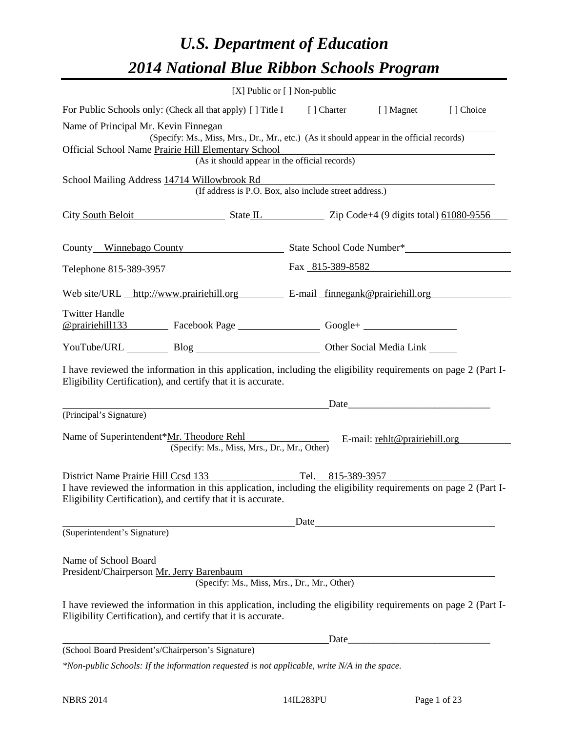# *U.S. Department of Education*
# *2014 National Blue Ribbon Schools Program*

[X] Public or [ ] Non-public

For Public Schools only: (Check all that apply) [ ] Title I [ ] Charter [ ] Magnet [ ] Choice

Name of Principal Mr. Kevin Finnegan
(Specify: Ms., Miss, Mrs., Dr., Mr., etc.) (As it should appear in the official records)

Official School Name Prairie Hill Elementary School
(As it should appear in the official records)

School Mailing Address 14714 Willowbrook Rd
(If address is P.O. Box, also include street address.)

City South Beloit State IL Zip Code+4 (9 digits total) 61080-9556

County Winnebago County State School Code Number*

Telephone 815-389-3957 Fax 815-389-8582

Web site/URL http://www.prairiehill.org E-mail finnegank@prairiehill.org

Twitter Handle
@prairiehill133 Facebook Page Google+

YouTube/URL Blog Other Social Media Link

I have reviewed the information in this application, including the eligibility requirements on page 2 (Part I-Eligibility Certification), and certify that it is accurate.

Date

(Principal's Signature)

Name of Superintendent*Mr. Theodore Rehl E-mail: rehlt@prairiehill.org
(Specify: Ms., Miss, Mrs., Dr., Mr., Other)

District Name Prairie Hill Ccsd 133 Tel. 815-389-3957

I have reviewed the information in this application, including the eligibility requirements on page 2 (Part I-Eligibility Certification), and certify that it is accurate.

Date

(Superintendent's Signature)

Name of School Board
President/Chairperson Mr. Jerry Barenbaum
(Specify: Ms., Miss, Mrs., Dr., Mr., Other)

I have reviewed the information in this application, including the eligibility requirements on page 2 (Part I-Eligibility Certification), and certify that it is accurate.

Date

(School Board President's/Chairperson's Signature)

*\*Non-public Schools: If the information requested is not applicable, write N/A in the space.*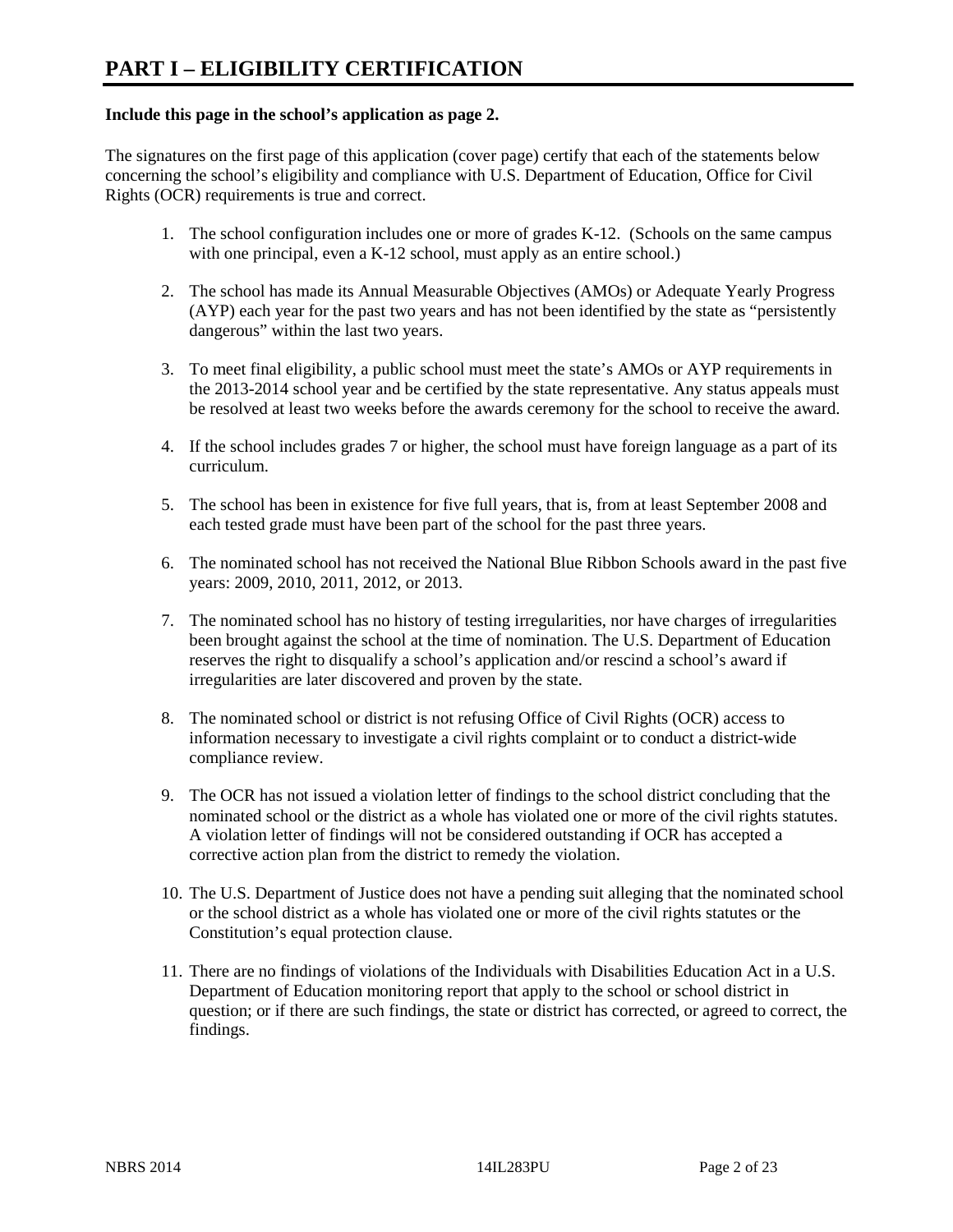# PART I – ELIGIBILITY CERTIFICATION

**Include this page in the school's application as page 2.**

The signatures on the first page of this application (cover page) certify that each of the statements below concerning the school's eligibility and compliance with U.S. Department of Education, Office for Civil Rights (OCR) requirements is true and correct.

1. The school configuration includes one or more of grades K-12. (Schools on the same campus with one principal, even a K-12 school, must apply as an entire school.)
2. The school has made its Annual Measurable Objectives (AMOs) or Adequate Yearly Progress (AYP) each year for the past two years and has not been identified by the state as "persistently dangerous" within the last two years.
3. To meet final eligibility, a public school must meet the state's AMOs or AYP requirements in the 2013-2014 school year and be certified by the state representative. Any status appeals must be resolved at least two weeks before the awards ceremony for the school to receive the award.
4. If the school includes grades 7 or higher, the school must have foreign language as a part of its curriculum.
5. The school has been in existence for five full years, that is, from at least September 2008 and each tested grade must have been part of the school for the past three years.
6. The nominated school has not received the National Blue Ribbon Schools award in the past five years: 2009, 2010, 2011, 2012, or 2013.
7. The nominated school has no history of testing irregularities, nor have charges of irregularities been brought against the school at the time of nomination. The U.S. Department of Education reserves the right to disqualify a school's application and/or rescind a school's award if irregularities are later discovered and proven by the state.
8. The nominated school or district is not refusing Office of Civil Rights (OCR) access to information necessary to investigate a civil rights complaint or to conduct a district-wide compliance review.
9. The OCR has not issued a violation letter of findings to the school district concluding that the nominated school or the district as a whole has violated one or more of the civil rights statutes. A violation letter of findings will not be considered outstanding if OCR has accepted a corrective action plan from the district to remedy the violation.
10. The U.S. Department of Justice does not have a pending suit alleging that the nominated school or the school district as a whole has violated one or more of the civil rights statutes or the Constitution's equal protection clause.
11. There are no findings of violations of the Individuals with Disabilities Education Act in a U.S. Department of Education monitoring report that apply to the school or school district in question; or if there are such findings, the state or district has corrected, or agreed to correct, the findings.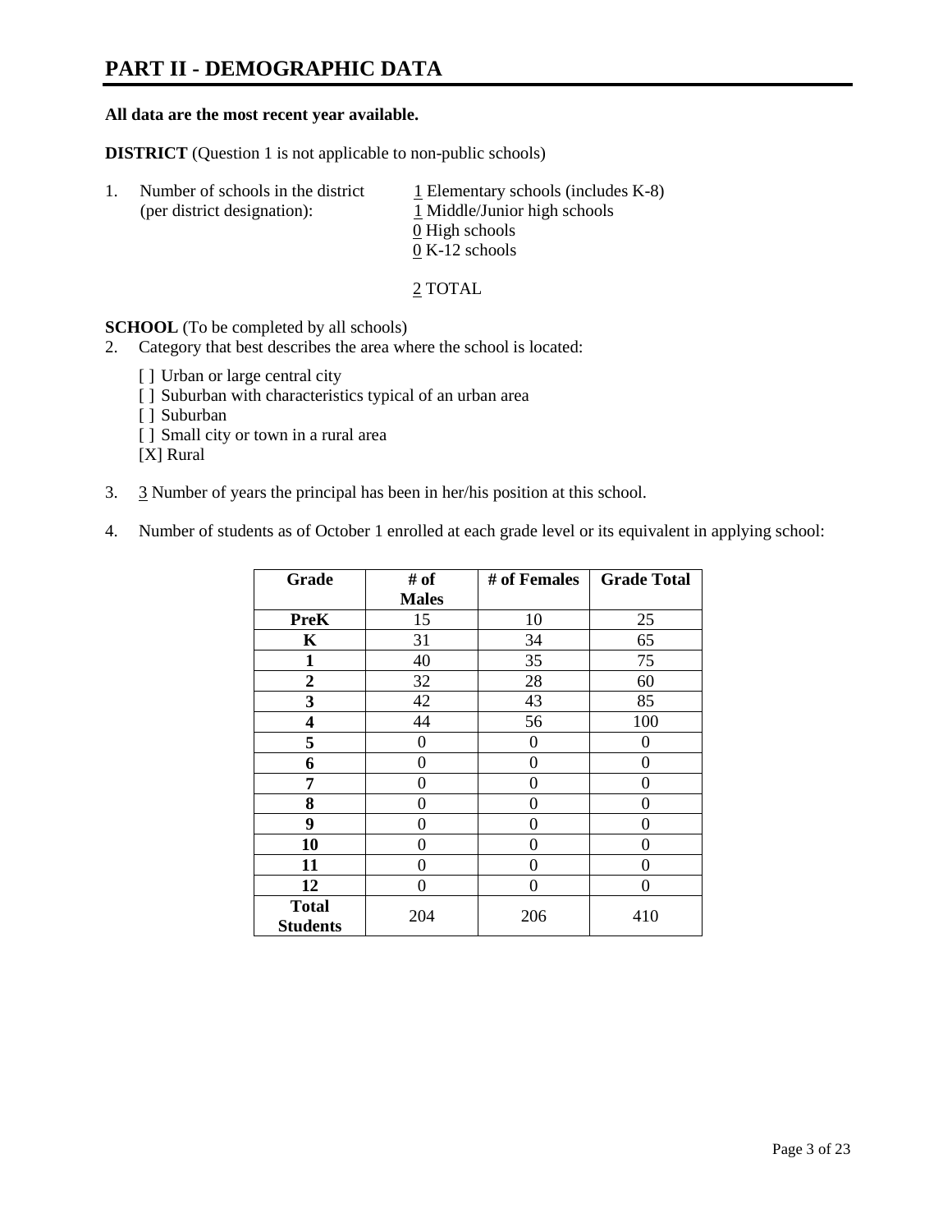# PART II - DEMOGRAPHIC DATA

**All data are the most recent year available.**

**DISTRICT** (Question 1 is not applicable to non-public schools)

1. Number of schools in the district (per district designation):
   1 Elementary schools (includes K-8)
   1 Middle/Junior high schools
   0 High schools
   0 K-12 schools

   2 TOTAL

**SCHOOL** (To be completed by all schools)

2. Category that best describes the area where the school is located:

   [ ] Urban or large central city
   [ ] Suburban with characteristics typical of an urban area
   [ ] Suburban
   [ ] Small city or town in a rural area
   [X] Rural

3. 3 Number of years the principal has been in her/his position at this school.

4. Number of students as of October 1 enrolled at each grade level or its equivalent in applying school:

| Grade | # of Males | # of Females | Grade Total |
|---|---|---|---|
| **PreK** | 15 | 10 | 25 |
| **K** | 31 | 34 | 65 |
| **1** | 40 | 35 | 75 |
| **2** | 32 | 28 | 60 |
| **3** | 42 | 43 | 85 |
| **4** | 44 | 56 | 100 |
| **5** | 0 | 0 | 0 |
| **6** | 0 | 0 | 0 |
| **7** | 0 | 0 | 0 |
| **8** | 0 | 0 | 0 |
| **9** | 0 | 0 | 0 |
| **10** | 0 | 0 | 0 |
| **11** | 0 | 0 | 0 |
| **12** | 0 | 0 | 0 |
| **Total Students** | 204 | 206 | 410 |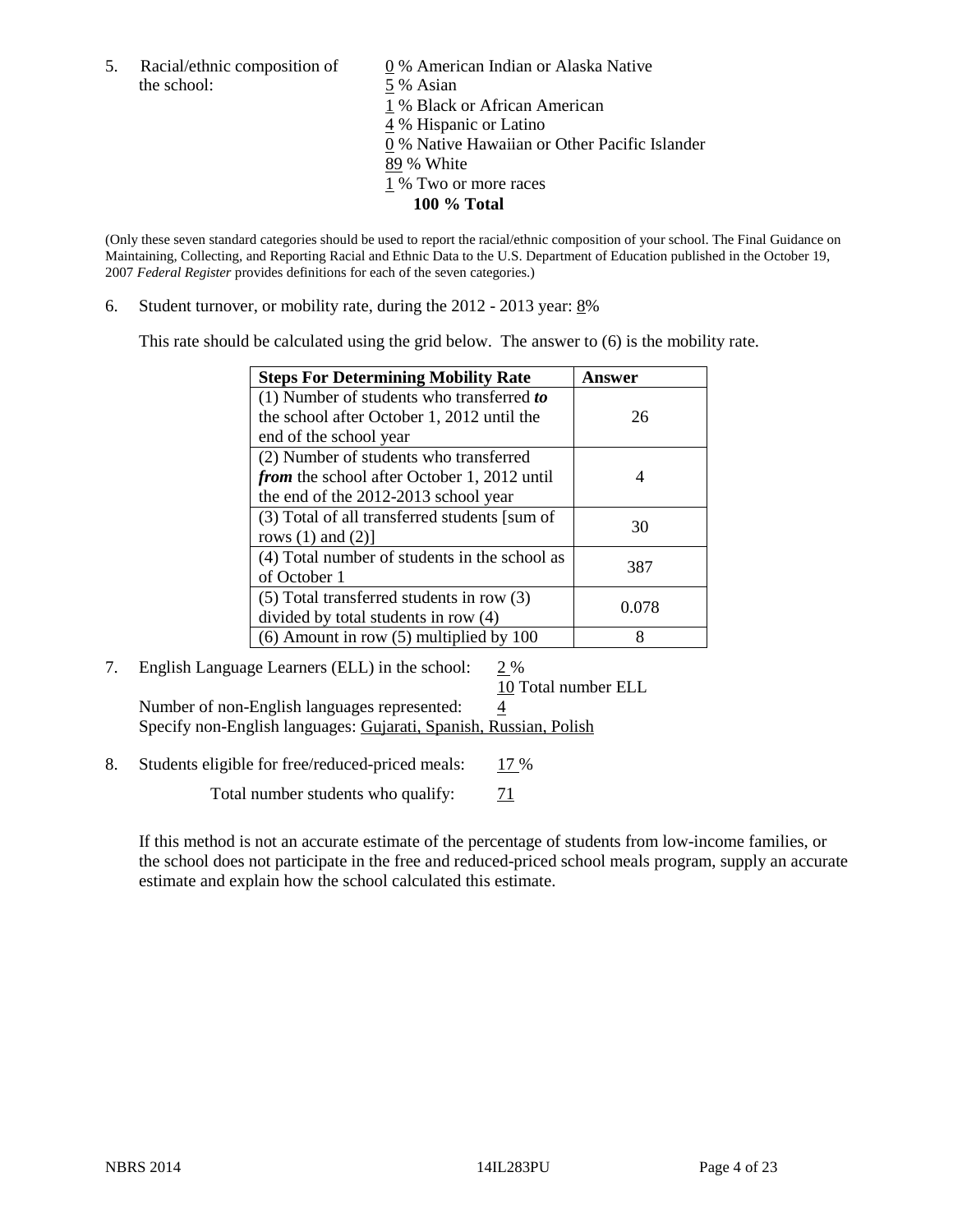5. Racial/ethnic composition of the school:

0 % American Indian or Alaska Native
5 % Asian
1 % Black or African American
4 % Hispanic or Latino
0 % Native Hawaiian or Other Pacific Islander
89 % White
1 % Two or more races
**100 % Total**

(Only these seven standard categories should be used to report the racial/ethnic composition of your school. The Final Guidance on Maintaining, Collecting, and Reporting Racial and Ethnic Data to the U.S. Department of Education published in the October 19, 2007 *Federal Register* provides definitions for each of the seven categories.)

6. Student turnover, or mobility rate, during the 2012 - 2013 year: 8%

This rate should be calculated using the grid below. The answer to (6) is the mobility rate.

| **Steps For Determining Mobility Rate** | **Answer** |
|---|---|
| (1) Number of students who transferred ***to*** the school after October 1, 2012 until the end of the school year | 26 |
| (2) Number of students who transferred ***from*** the school after October 1, 2012 until the end of the 2012-2013 school year | 4 |
| (3) Total of all transferred students [sum of rows (1) and (2)] | 30 |
| (4) Total number of students in the school as of October 1 | 387 |
| (5) Total transferred students in row (3) divided by total students in row (4) | 0.078 |
| (6) Amount in row (5) multiplied by 100 | 8 |

7. English Language Learners (ELL) in the school: 2 %

10 Total number ELL

Number of non-English languages represented: 4

Specify non-English languages: Gujarati, Spanish, Russian, Polish

8. Students eligible for free/reduced-priced meals: 17 %

Total number students who qualify: 71

If this method is not an accurate estimate of the percentage of students from low-income families, or the school does not participate in the free and reduced-priced school meals program, supply an accurate estimate and explain how the school calculated this estimate.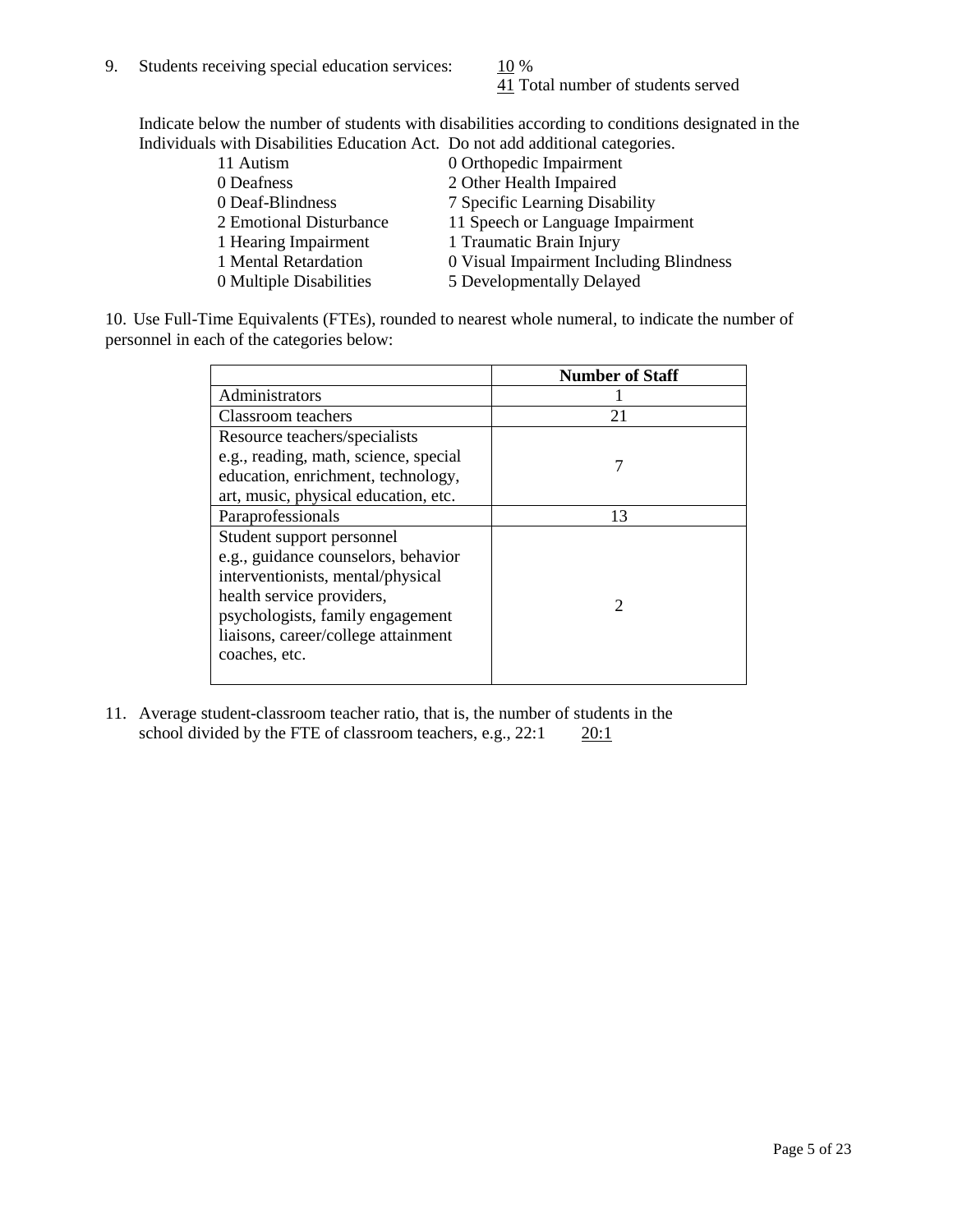9. Students receiving special education services: 10 %
   41 Total number of students served

   Indicate below the number of students with disabilities according to conditions designated in the Individuals with Disabilities Education Act. Do not add additional categories.

| | |
|---|---|
| 11 Autism | 0 Orthopedic Impairment |
| 0 Deafness | 2 Other Health Impaired |
| 0 Deaf-Blindness | 7 Specific Learning Disability |
| 2 Emotional Disturbance | 11 Speech or Language Impairment |
| 1 Hearing Impairment | 1 Traumatic Brain Injury |
| 1 Mental Retardation | 0 Visual Impairment Including Blindness |
| 0 Multiple Disabilities | 5 Developmentally Delayed |

10. Use Full-Time Equivalents (FTEs), rounded to nearest whole numeral, to indicate the number of personnel in each of the categories below:

| | **Number of Staff** |
|---|---|
| Administrators | 1 |
| Classroom teachers | 21 |
| Resource teachers/specialists e.g., reading, math, science, special education, enrichment, technology, art, music, physical education, etc. | 7 |
| Paraprofessionals | 13 |
| Student support personnel e.g., guidance counselors, behavior interventionists, mental/physical health service providers, psychologists, family engagement liaisons, career/college attainment coaches, etc. | 2 |

11. Average student-classroom teacher ratio, that is, the number of students in the school divided by the FTE of classroom teachers, e.g., 22:1 20:1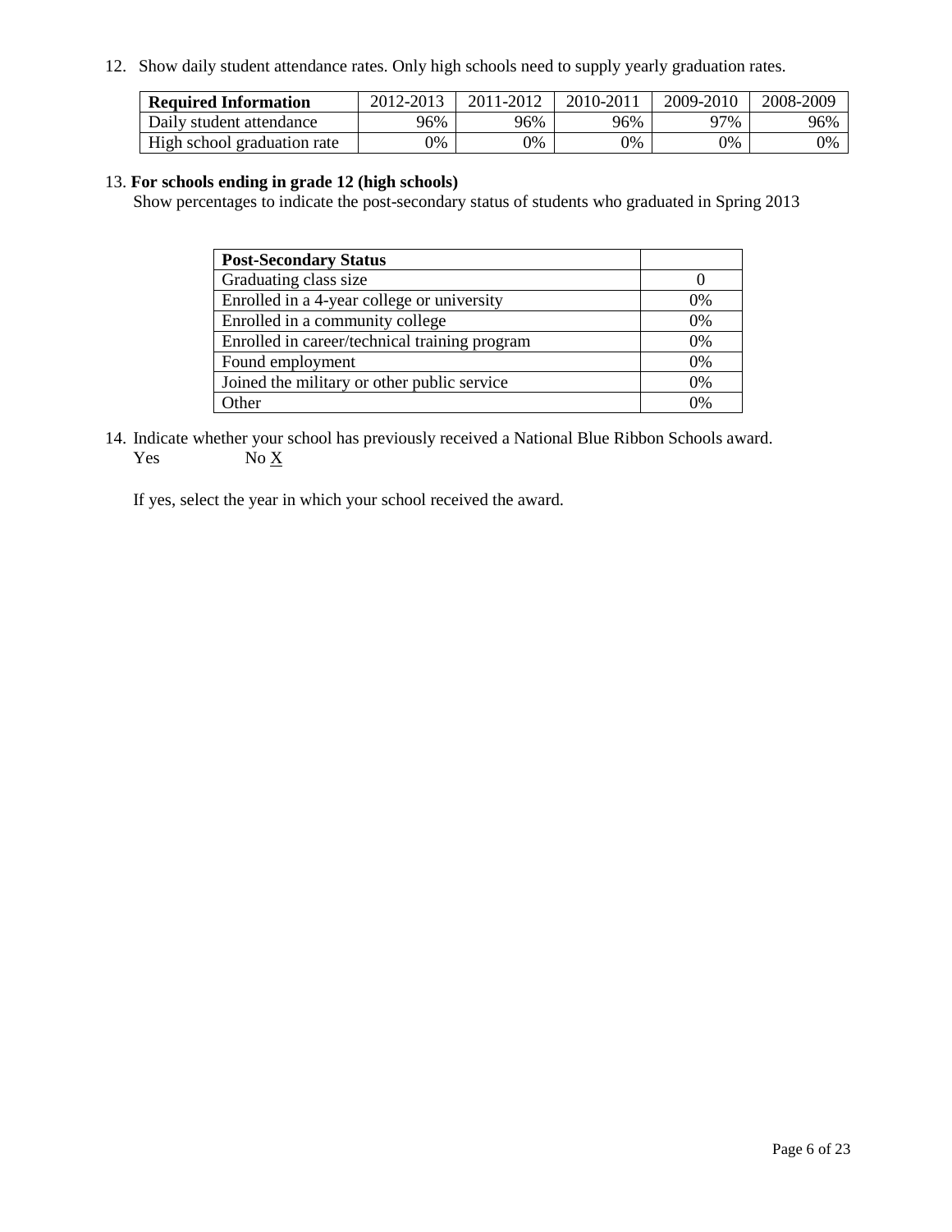12. Show daily student attendance rates. Only high schools need to supply yearly graduation rates.

| **Required Information** | 2012-2013 | 2011-2012 | 2010-2011 | 2009-2010 | 2008-2009 |
|---|---|---|---|---|---|
| Daily student attendance | 96% | 96% | 96% | 97% | 96% |
| High school graduation rate | 0% | 0% | 0% | 0% | 0% |

13. **For schools ending in grade 12 (high schools)**
Show percentages to indicate the post-secondary status of students who graduated in Spring 2013

| **Post-Secondary Status** | |
|---|---|
| Graduating class size | 0 |
| Enrolled in a 4-year college or university | 0% |
| Enrolled in a community college | 0% |
| Enrolled in career/technical training program | 0% |
| Found employment | 0% |
| Joined the military or other public service | 0% |
| Other | 0% |

14. Indicate whether your school has previously received a National Blue Ribbon Schools award.
Yes No X

If yes, select the year in which your school received the award.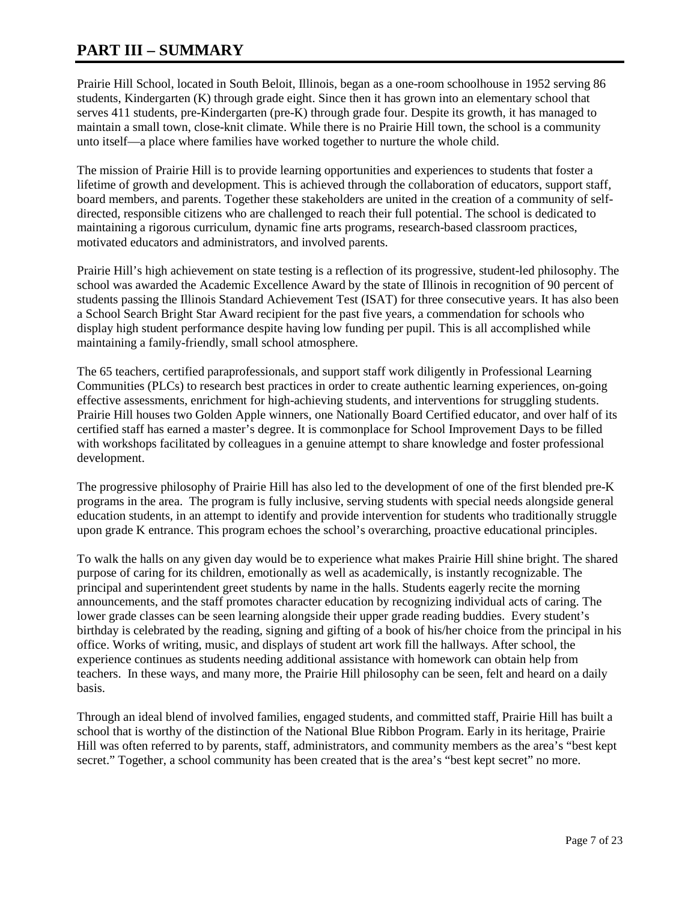# PART III – SUMMARY

Prairie Hill School, located in South Beloit, Illinois, began as a one-room schoolhouse in 1952 serving 86 students, Kindergarten (K) through grade eight. Since then it has grown into an elementary school that serves 411 students, pre-Kindergarten (pre-K) through grade four. Despite its growth, it has managed to maintain a small town, close-knit climate. While there is no Prairie Hill town, the school is a community unto itself—a place where families have worked together to nurture the whole child.

The mission of Prairie Hill is to provide learning opportunities and experiences to students that foster a lifetime of growth and development. This is achieved through the collaboration of educators, support staff, board members, and parents. Together these stakeholders are united in the creation of a community of self-directed, responsible citizens who are challenged to reach their full potential. The school is dedicated to maintaining a rigorous curriculum, dynamic fine arts programs, research-based classroom practices, motivated educators and administrators, and involved parents.

Prairie Hill's high achievement on state testing is a reflection of its progressive, student-led philosophy. The school was awarded the Academic Excellence Award by the state of Illinois in recognition of 90 percent of students passing the Illinois Standard Achievement Test (ISAT) for three consecutive years. It has also been a School Search Bright Star Award recipient for the past five years, a commendation for schools who display high student performance despite having low funding per pupil. This is all accomplished while maintaining a family-friendly, small school atmosphere.

The 65 teachers, certified paraprofessionals, and support staff work diligently in Professional Learning Communities (PLCs) to research best practices in order to create authentic learning experiences, on-going effective assessments, enrichment for high-achieving students, and interventions for struggling students. Prairie Hill houses two Golden Apple winners, one Nationally Board Certified educator, and over half of its certified staff has earned a master's degree. It is commonplace for School Improvement Days to be filled with workshops facilitated by colleagues in a genuine attempt to share knowledge and foster professional development.

The progressive philosophy of Prairie Hill has also led to the development of one of the first blended pre-K programs in the area. The program is fully inclusive, serving students with special needs alongside general education students, in an attempt to identify and provide intervention for students who traditionally struggle upon grade K entrance. This program echoes the school's overarching, proactive educational principles.

To walk the halls on any given day would be to experience what makes Prairie Hill shine bright. The shared purpose of caring for its children, emotionally as well as academically, is instantly recognizable. The principal and superintendent greet students by name in the halls. Students eagerly recite the morning announcements, and the staff promotes character education by recognizing individual acts of caring. The lower grade classes can be seen learning alongside their upper grade reading buddies. Every student's birthday is celebrated by the reading, signing and gifting of a book of his/her choice from the principal in his office. Works of writing, music, and displays of student art work fill the hallways. After school, the experience continues as students needing additional assistance with homework can obtain help from teachers. In these ways, and many more, the Prairie Hill philosophy can be seen, felt and heard on a daily basis.

Through an ideal blend of involved families, engaged students, and committed staff, Prairie Hill has built a school that is worthy of the distinction of the National Blue Ribbon Program. Early in its heritage, Prairie Hill was often referred to by parents, staff, administrators, and community members as the area's "best kept secret." Together, a school community has been created that is the area's "best kept secret" no more.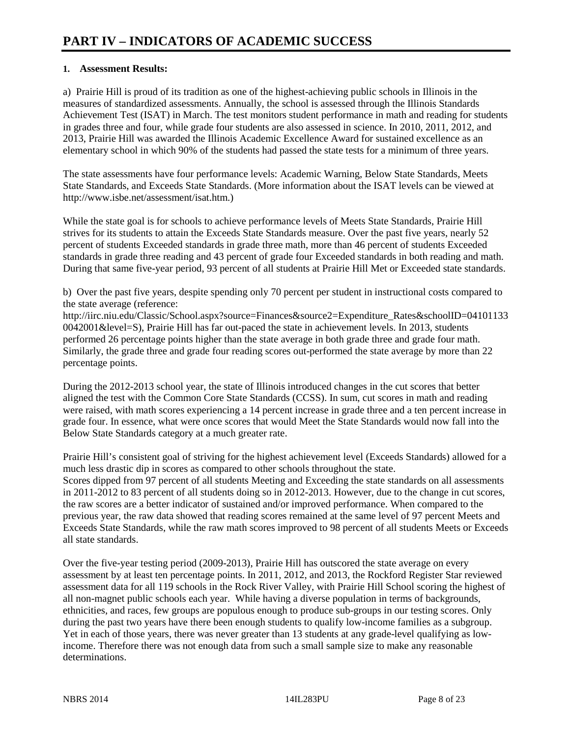# PART IV – INDICATORS OF ACADEMIC SUCCESS

**1. Assessment Results:**

a) Prairie Hill is proud of its tradition as one of the highest-achieving public schools in Illinois in the measures of standardized assessments. Annually, the school is assessed through the Illinois Standards Achievement Test (ISAT) in March. The test monitors student performance in math and reading for students in grades three and four, while grade four students are also assessed in science. In 2010, 2011, 2012, and 2013, Prairie Hill was awarded the Illinois Academic Excellence Award for sustained excellence as an elementary school in which 90% of the students had passed the state tests for a minimum of three years.

The state assessments have four performance levels: Academic Warning, Below State Standards, Meets State Standards, and Exceeds State Standards. (More information about the ISAT levels can be viewed at http://www.isbe.net/assessment/isat.htm.)

While the state goal is for schools to achieve performance levels of Meets State Standards, Prairie Hill strives for its students to attain the Exceeds State Standards measure. Over the past five years, nearly 52 percent of students Exceeded standards in grade three math, more than 46 percent of students Exceeded standards in grade three reading and 43 percent of grade four Exceeded standards in both reading and math. During that same five-year period, 93 percent of all students at Prairie Hill Met or Exceeded state standards.

b) Over the past five years, despite spending only 70 percent per student in instructional costs compared to the state average (reference: http://iirc.niu.edu/Classic/School.aspx?source=Finances&source2=Expenditure_Rates&schoolID=041011330042001&level=S), Prairie Hill has far out-paced the state in achievement levels. In 2013, students performed 26 percentage points higher than the state average in both grade three and grade four math. Similarly, the grade three and grade four reading scores out-performed the state average by more than 22 percentage points.

During the 2012-2013 school year, the state of Illinois introduced changes in the cut scores that better aligned the test with the Common Core State Standards (CCSS). In sum, cut scores in math and reading were raised, with math scores experiencing a 14 percent increase in grade three and a ten percent increase in grade four. In essence, what were once scores that would Meet the State Standards would now fall into the Below State Standards category at a much greater rate.

Prairie Hill's consistent goal of striving for the highest achievement level (Exceeds Standards) allowed for a much less drastic dip in scores as compared to other schools throughout the state.
Scores dipped from 97 percent of all students Meeting and Exceeding the state standards on all assessments in 2011-2012 to 83 percent of all students doing so in 2012-2013. However, due to the change in cut scores, the raw scores are a better indicator of sustained and/or improved performance. When compared to the previous year, the raw data showed that reading scores remained at the same level of 97 percent Meets and Exceeds State Standards, while the raw math scores improved to 98 percent of all students Meets or Exceeds all state standards.

Over the five-year testing period (2009-2013), Prairie Hill has outscored the state average on every assessment by at least ten percentage points. In 2011, 2012, and 2013, the Rockford Register Star reviewed assessment data for all 119 schools in the Rock River Valley, with Prairie Hill School scoring the highest of all non-magnet public schools each year. While having a diverse population in terms of backgrounds, ethnicities, and races, few groups are populous enough to produce sub-groups in our testing scores. Only during the past two years have there been enough students to qualify low-income families as a subgroup. Yet in each of those years, there was never greater than 13 students at any grade-level qualifying as low-income. Therefore there was not enough data from such a small sample size to make any reasonable determinations.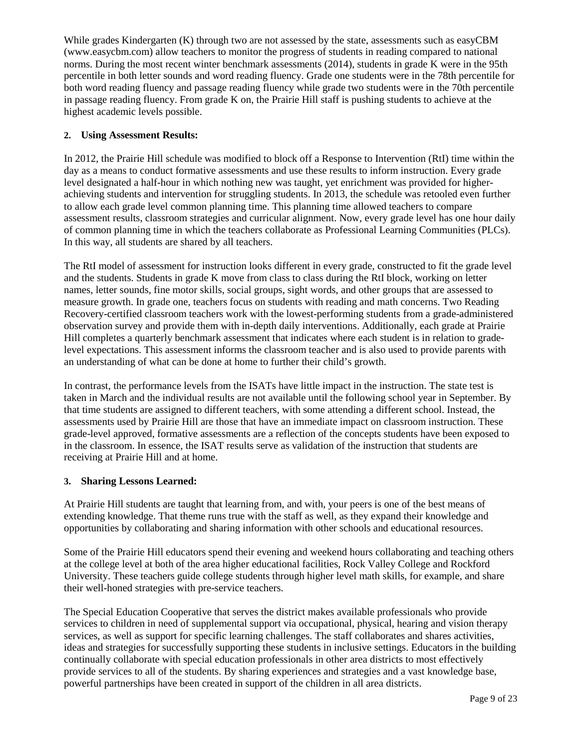While grades Kindergarten (K) through two are not assessed by the state, assessments such as easyCBM (www.easycbm.com) allow teachers to monitor the progress of students in reading compared to national norms. During the most recent winter benchmark assessments (2014), students in grade K were in the 95th percentile in both letter sounds and word reading fluency. Grade one students were in the 78th percentile for both word reading fluency and passage reading fluency while grade two students were in the 70th percentile in passage reading fluency. From grade K on, the Prairie Hill staff is pushing students to achieve at the highest academic levels possible.

**2. Using Assessment Results:**

In 2012, the Prairie Hill schedule was modified to block off a Response to Intervention (RtI) time within the day as a means to conduct formative assessments and use these results to inform instruction. Every grade level designated a half-hour in which nothing new was taught, yet enrichment was provided for higher-achieving students and intervention for struggling students. In 2013, the schedule was retooled even further to allow each grade level common planning time. This planning time allowed teachers to compare assessment results, classroom strategies and curricular alignment. Now, every grade level has one hour daily of common planning time in which the teachers collaborate as Professional Learning Communities (PLCs). In this way, all students are shared by all teachers.

The RtI model of assessment for instruction looks different in every grade, constructed to fit the grade level and the students. Students in grade K move from class to class during the RtI block, working on letter names, letter sounds, fine motor skills, social groups, sight words, and other groups that are assessed to measure growth. In grade one, teachers focus on students with reading and math concerns. Two Reading Recovery-certified classroom teachers work with the lowest-performing students from a grade-administered observation survey and provide them with in-depth daily interventions. Additionally, each grade at Prairie Hill completes a quarterly benchmark assessment that indicates where each student is in relation to grade-level expectations. This assessment informs the classroom teacher and is also used to provide parents with an understanding of what can be done at home to further their child's growth.

In contrast, the performance levels from the ISATs have little impact in the instruction. The state test is taken in March and the individual results are not available until the following school year in September. By that time students are assigned to different teachers, with some attending a different school. Instead, the assessments used by Prairie Hill are those that have an immediate impact on classroom instruction. These grade-level approved, formative assessments are a reflection of the concepts students have been exposed to in the classroom. In essence, the ISAT results serve as validation of the instruction that students are receiving at Prairie Hill and at home.

**3. Sharing Lessons Learned:**

At Prairie Hill students are taught that learning from, and with, your peers is one of the best means of extending knowledge. That theme runs true with the staff as well, as they expand their knowledge and opportunities by collaborating and sharing information with other schools and educational resources.

Some of the Prairie Hill educators spend their evening and weekend hours collaborating and teaching others at the college level at both of the area higher educational facilities, Rock Valley College and Rockford University. These teachers guide college students through higher level math skills, for example, and share their well-honed strategies with pre-service teachers.

The Special Education Cooperative that serves the district makes available professionals who provide services to children in need of supplemental support via occupational, physical, hearing and vision therapy services, as well as support for specific learning challenges. The staff collaborates and shares activities, ideas and strategies for successfully supporting these students in inclusive settings. Educators in the building continually collaborate with special education professionals in other area districts to most effectively provide services to all of the students. By sharing experiences and strategies and a vast knowledge base, powerful partnerships have been created in support of the children in all area districts.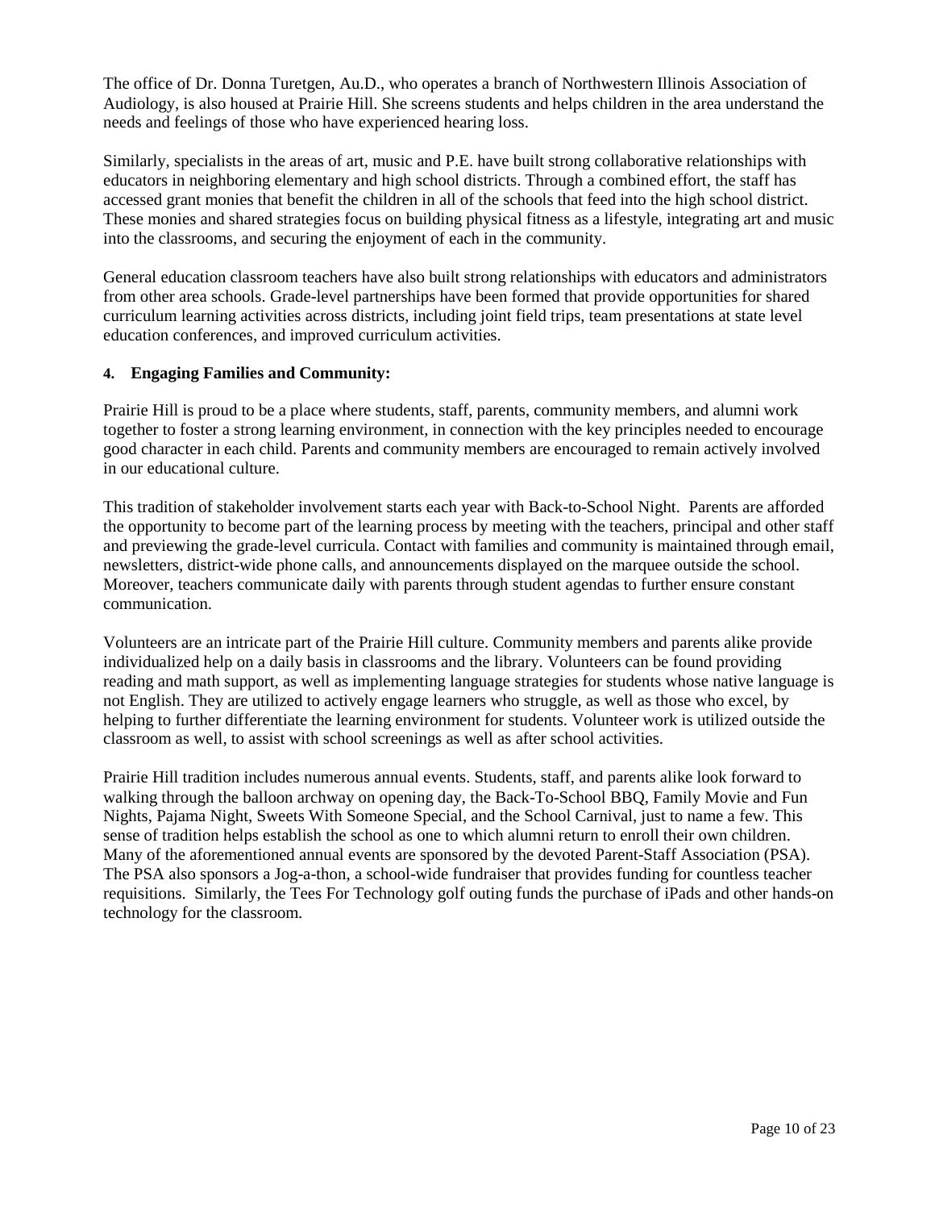The office of Dr. Donna Turetgen, Au.D., who operates a branch of Northwestern Illinois Association of Audiology, is also housed at Prairie Hill. She screens students and helps children in the area understand the needs and feelings of those who have experienced hearing loss.

Similarly, specialists in the areas of art, music and P.E. have built strong collaborative relationships with educators in neighboring elementary and high school districts. Through a combined effort, the staff has accessed grant monies that benefit the children in all of the schools that feed into the high school district. These monies and shared strategies focus on building physical fitness as a lifestyle, integrating art and music into the classrooms, and securing the enjoyment of each in the community.

General education classroom teachers have also built strong relationships with educators and administrators from other area schools. Grade-level partnerships have been formed that provide opportunities for shared curriculum learning activities across districts, including joint field trips, team presentations at state level education conferences, and improved curriculum activities.

**4. Engaging Families and Community:**

Prairie Hill is proud to be a place where students, staff, parents, community members, and alumni work together to foster a strong learning environment, in connection with the key principles needed to encourage good character in each child. Parents and community members are encouraged to remain actively involved in our educational culture.

This tradition of stakeholder involvement starts each year with Back-to-School Night. Parents are afforded the opportunity to become part of the learning process by meeting with the teachers, principal and other staff and previewing the grade-level curricula. Contact with families and community is maintained through email, newsletters, district-wide phone calls, and announcements displayed on the marquee outside the school. Moreover, teachers communicate daily with parents through student agendas to further ensure constant communication.

Volunteers are an intricate part of the Prairie Hill culture. Community members and parents alike provide individualized help on a daily basis in classrooms and the library. Volunteers can be found providing reading and math support, as well as implementing language strategies for students whose native language is not English. They are utilized to actively engage learners who struggle, as well as those who excel, by helping to further differentiate the learning environment for students. Volunteer work is utilized outside the classroom as well, to assist with school screenings as well as after school activities.

Prairie Hill tradition includes numerous annual events. Students, staff, and parents alike look forward to walking through the balloon archway on opening day, the Back-To-School BBQ, Family Movie and Fun Nights, Pajama Night, Sweets With Someone Special, and the School Carnival, just to name a few. This sense of tradition helps establish the school as one to which alumni return to enroll their own children. Many of the aforementioned annual events are sponsored by the devoted Parent-Staff Association (PSA). The PSA also sponsors a Jog-a-thon, a school-wide fundraiser that provides funding for countless teacher requisitions. Similarly, the Tees For Technology golf outing funds the purchase of iPads and other hands-on technology for the classroom.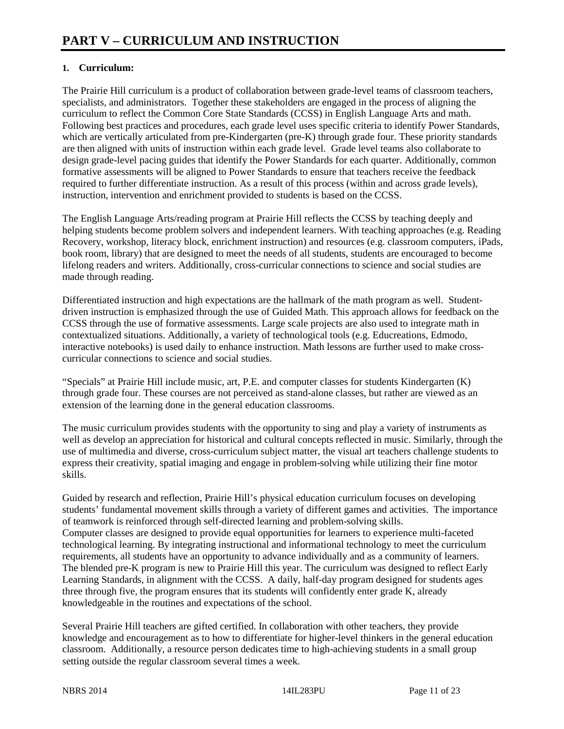# PART V – CURRICULUM AND INSTRUCTION

**1. Curriculum:**

The Prairie Hill curriculum is a product of collaboration between grade-level teams of classroom teachers, specialists, and administrators. Together these stakeholders are engaged in the process of aligning the curriculum to reflect the Common Core State Standards (CCSS) in English Language Arts and math. Following best practices and procedures, each grade level uses specific criteria to identify Power Standards, which are vertically articulated from pre-Kindergarten (pre-K) through grade four. These priority standards are then aligned with units of instruction within each grade level. Grade level teams also collaborate to design grade-level pacing guides that identify the Power Standards for each quarter. Additionally, common formative assessments will be aligned to Power Standards to ensure that teachers receive the feedback required to further differentiate instruction. As a result of this process (within and across grade levels), instruction, intervention and enrichment provided to students is based on the CCSS.

The English Language Arts/reading program at Prairie Hill reflects the CCSS by teaching deeply and helping students become problem solvers and independent learners. With teaching approaches (e.g. Reading Recovery, workshop, literacy block, enrichment instruction) and resources (e.g. classroom computers, iPads, book room, library) that are designed to meet the needs of all students, students are encouraged to become lifelong readers and writers. Additionally, cross-curricular connections to science and social studies are made through reading.

Differentiated instruction and high expectations are the hallmark of the math program as well. Student-driven instruction is emphasized through the use of Guided Math. This approach allows for feedback on the CCSS through the use of formative assessments. Large scale projects are also used to integrate math in contextualized situations. Additionally, a variety of technological tools (e.g. Educreations, Edmodo, interactive notebooks) is used daily to enhance instruction. Math lessons are further used to make cross-curricular connections to science and social studies.

"Specials" at Prairie Hill include music, art, P.E. and computer classes for students Kindergarten (K) through grade four. These courses are not perceived as stand-alone classes, but rather are viewed as an extension of the learning done in the general education classrooms.

The music curriculum provides students with the opportunity to sing and play a variety of instruments as well as develop an appreciation for historical and cultural concepts reflected in music. Similarly, through the use of multimedia and diverse, cross-curriculum subject matter, the visual art teachers challenge students to express their creativity, spatial imaging and engage in problem-solving while utilizing their fine motor skills.

Guided by research and reflection, Prairie Hill's physical education curriculum focuses on developing students' fundamental movement skills through a variety of different games and activities. The importance of teamwork is reinforced through self-directed learning and problem-solving skills.
Computer classes are designed to provide equal opportunities for learners to experience multi-faceted technological learning. By integrating instructional and informational technology to meet the curriculum requirements, all students have an opportunity to advance individually and as a community of learners.
The blended pre-K program is new to Prairie Hill this year. The curriculum was designed to reflect Early Learning Standards, in alignment with the CCSS. A daily, half-day program designed for students ages three through five, the program ensures that its students will confidently enter grade K, already knowledgeable in the routines and expectations of the school.

Several Prairie Hill teachers are gifted certified. In collaboration with other teachers, they provide knowledge and encouragement as to how to differentiate for higher-level thinkers in the general education classroom. Additionally, a resource person dedicates time to high-achieving students in a small group setting outside the regular classroom several times a week.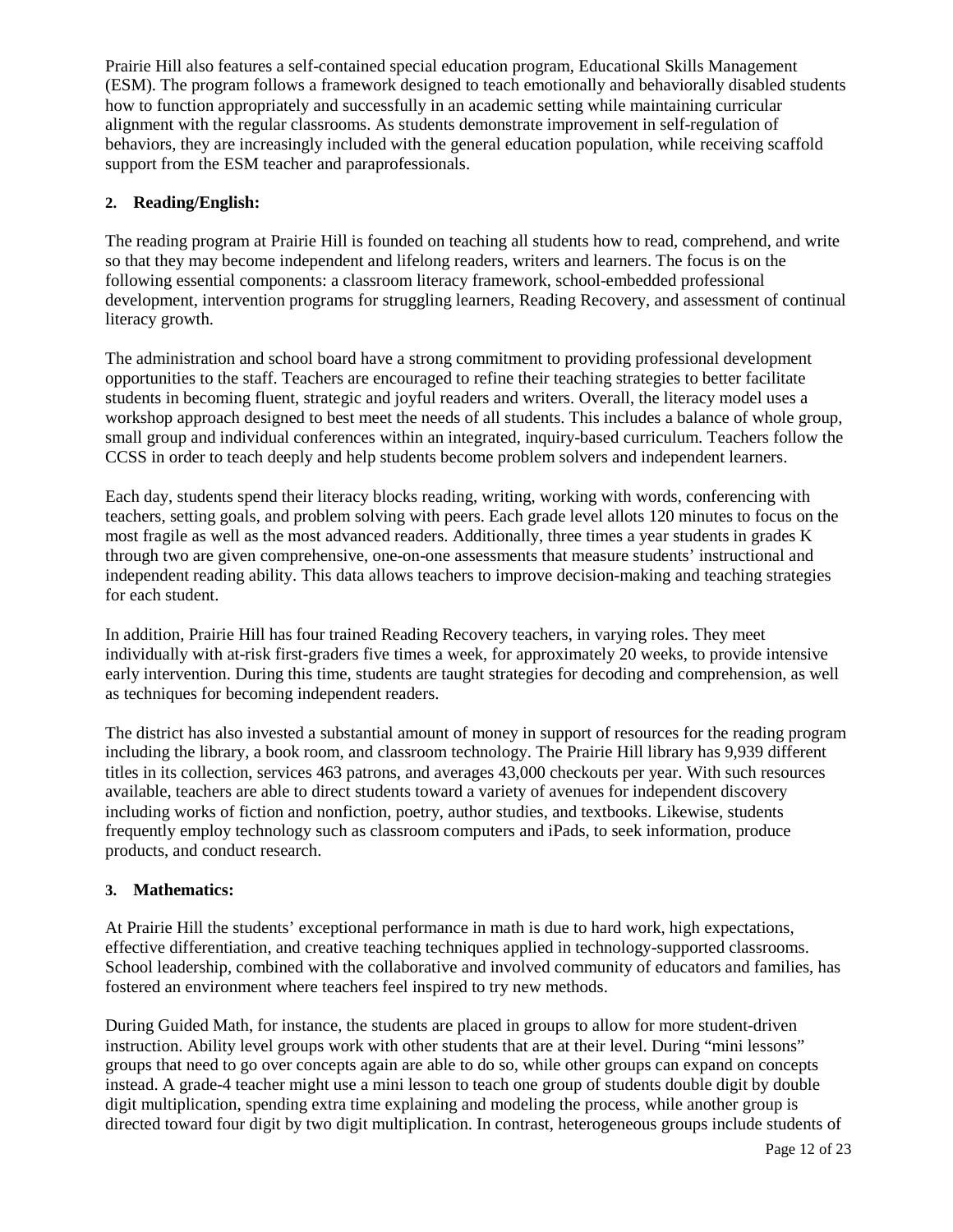Prairie Hill also features a self-contained special education program, Educational Skills Management (ESM). The program follows a framework designed to teach emotionally and behaviorally disabled students how to function appropriately and successfully in an academic setting while maintaining curricular alignment with the regular classrooms. As students demonstrate improvement in self-regulation of behaviors, they are increasingly included with the general education population, while receiving scaffold support from the ESM teacher and paraprofessionals.

**2. Reading/English:**

The reading program at Prairie Hill is founded on teaching all students how to read, comprehend, and write so that they may become independent and lifelong readers, writers and learners. The focus is on the following essential components: a classroom literacy framework, school-embedded professional development, intervention programs for struggling learners, Reading Recovery, and assessment of continual literacy growth.

The administration and school board have a strong commitment to providing professional development opportunities to the staff. Teachers are encouraged to refine their teaching strategies to better facilitate students in becoming fluent, strategic and joyful readers and writers. Overall, the literacy model uses a workshop approach designed to best meet the needs of all students. This includes a balance of whole group, small group and individual conferences within an integrated, inquiry-based curriculum. Teachers follow the CCSS in order to teach deeply and help students become problem solvers and independent learners.

Each day, students spend their literacy blocks reading, writing, working with words, conferencing with teachers, setting goals, and problem solving with peers. Each grade level allots 120 minutes to focus on the most fragile as well as the most advanced readers. Additionally, three times a year students in grades K through two are given comprehensive, one-on-one assessments that measure students' instructional and independent reading ability. This data allows teachers to improve decision-making and teaching strategies for each student.

In addition, Prairie Hill has four trained Reading Recovery teachers, in varying roles. They meet individually with at-risk first-graders five times a week, for approximately 20 weeks, to provide intensive early intervention. During this time, students are taught strategies for decoding and comprehension, as well as techniques for becoming independent readers.

The district has also invested a substantial amount of money in support of resources for the reading program including the library, a book room, and classroom technology. The Prairie Hill library has 9,939 different titles in its collection, services 463 patrons, and averages 43,000 checkouts per year. With such resources available, teachers are able to direct students toward a variety of avenues for independent discovery including works of fiction and nonfiction, poetry, author studies, and textbooks. Likewise, students frequently employ technology such as classroom computers and iPads, to seek information, produce products, and conduct research.

**3. Mathematics:**

At Prairie Hill the students' exceptional performance in math is due to hard work, high expectations, effective differentiation, and creative teaching techniques applied in technology-supported classrooms. School leadership, combined with the collaborative and involved community of educators and families, has fostered an environment where teachers feel inspired to try new methods.

During Guided Math, for instance, the students are placed in groups to allow for more student-driven instruction. Ability level groups work with other students that are at their level. During "mini lessons" groups that need to go over concepts again are able to do so, while other groups can expand on concepts instead. A grade-4 teacher might use a mini lesson to teach one group of students double digit by double digit multiplication, spending extra time explaining and modeling the process, while another group is directed toward four digit by two digit multiplication. In contrast, heterogeneous groups include students of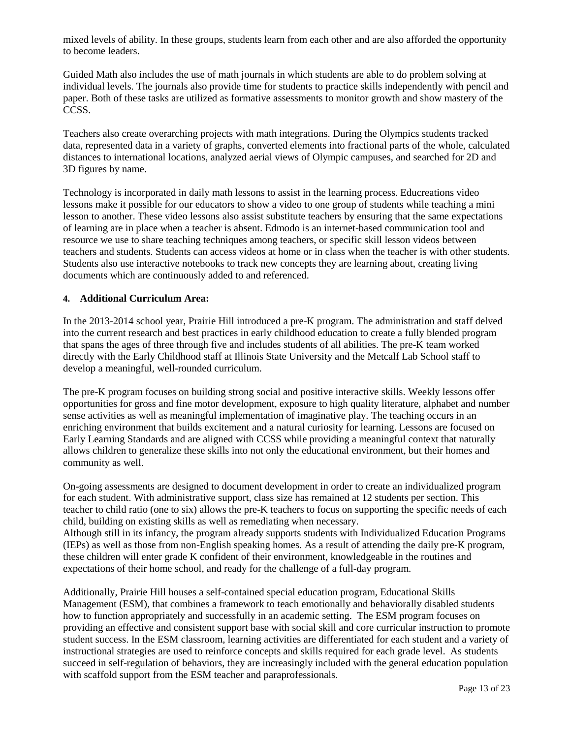mixed levels of ability. In these groups, students learn from each other and are also afforded the opportunity to become leaders.

Guided Math also includes the use of math journals in which students are able to do problem solving at individual levels. The journals also provide time for students to practice skills independently with pencil and paper. Both of these tasks are utilized as formative assessments to monitor growth and show mastery of the CCSS.

Teachers also create overarching projects with math integrations. During the Olympics students tracked data, represented data in a variety of graphs, converted elements into fractional parts of the whole, calculated distances to international locations, analyzed aerial views of Olympic campuses, and searched for 2D and 3D figures by name.

Technology is incorporated in daily math lessons to assist in the learning process. Educreations video lessons make it possible for our educators to show a video to one group of students while teaching a mini lesson to another. These video lessons also assist substitute teachers by ensuring that the same expectations of learning are in place when a teacher is absent. Edmodo is an internet-based communication tool and resource we use to share teaching techniques among teachers, or specific skill lesson videos between teachers and students. Students can access videos at home or in class when the teacher is with other students. Students also use interactive notebooks to track new concepts they are learning about, creating living documents which are continuously added to and referenced.

**4. Additional Curriculum Area:**

In the 2013-2014 school year, Prairie Hill introduced a pre-K program. The administration and staff delved into the current research and best practices in early childhood education to create a fully blended program that spans the ages of three through five and includes students of all abilities. The pre-K team worked directly with the Early Childhood staff at Illinois State University and the Metcalf Lab School staff to develop a meaningful, well-rounded curriculum.

The pre-K program focuses on building strong social and positive interactive skills. Weekly lessons offer opportunities for gross and fine motor development, exposure to high quality literature, alphabet and number sense activities as well as meaningful implementation of imaginative play. The teaching occurs in an enriching environment that builds excitement and a natural curiosity for learning. Lessons are focused on Early Learning Standards and are aligned with CCSS while providing a meaningful context that naturally allows children to generalize these skills into not only the educational environment, but their homes and community as well.

On-going assessments are designed to document development in order to create an individualized program for each student. With administrative support, class size has remained at 12 students per section. This teacher to child ratio (one to six) allows the pre-K teachers to focus on supporting the specific needs of each child, building on existing skills as well as remediating when necessary.
Although still in its infancy, the program already supports students with Individualized Education Programs (IEPs) as well as those from non-English speaking homes. As a result of attending the daily pre-K program, these children will enter grade K confident of their environment, knowledgeable in the routines and expectations of their home school, and ready for the challenge of a full-day program.

Additionally, Prairie Hill houses a self-contained special education program, Educational Skills Management (ESM), that combines a framework to teach emotionally and behaviorally disabled students how to function appropriately and successfully in an academic setting. The ESM program focuses on providing an effective and consistent support base with social skill and core curricular instruction to promote student success. In the ESM classroom, learning activities are differentiated for each student and a variety of instructional strategies are used to reinforce concepts and skills required for each grade level. As students succeed in self-regulation of behaviors, they are increasingly included with the general education population with scaffold support from the ESM teacher and paraprofessionals.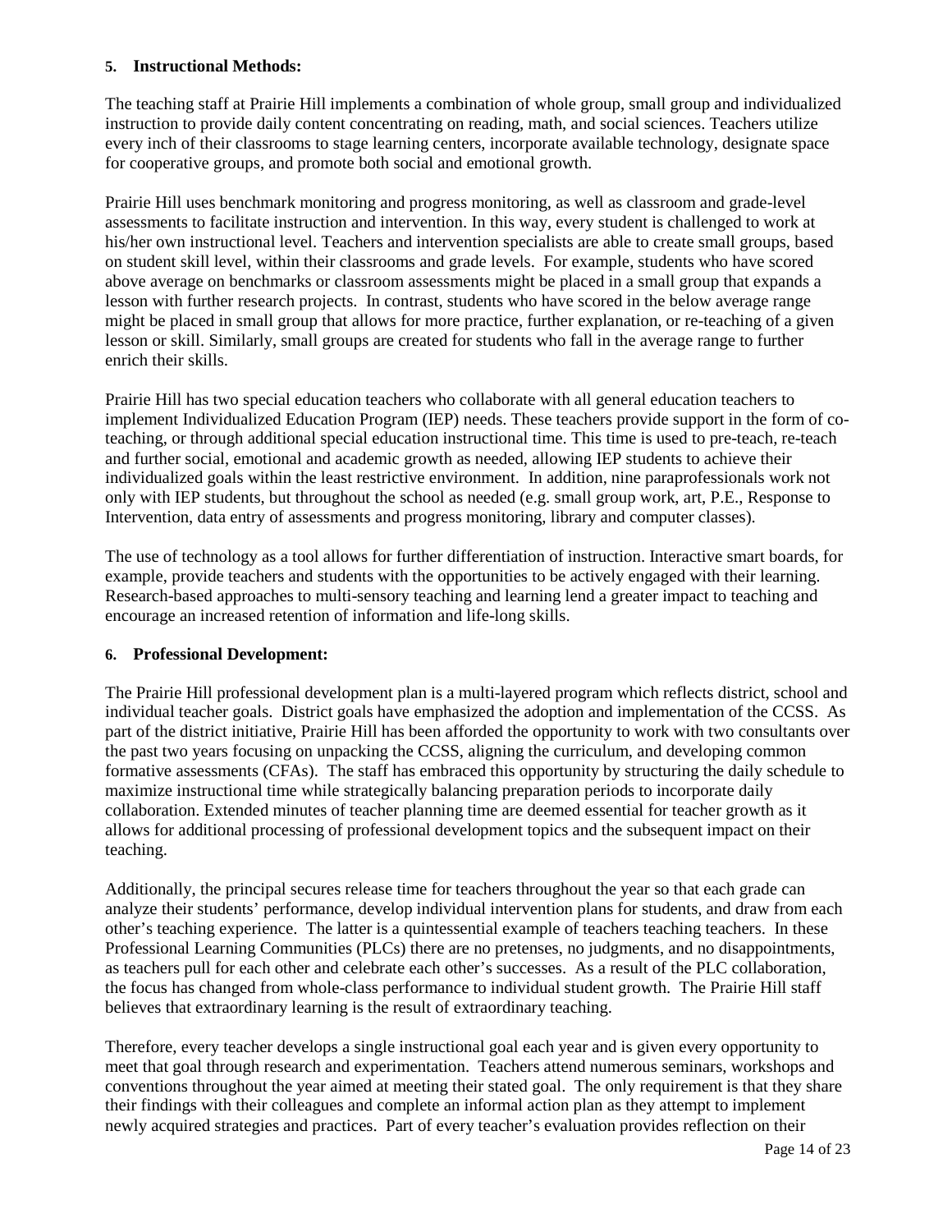**5. Instructional Methods:**

The teaching staff at Prairie Hill implements a combination of whole group, small group and individualized instruction to provide daily content concentrating on reading, math, and social sciences. Teachers utilize every inch of their classrooms to stage learning centers, incorporate available technology, designate space for cooperative groups, and promote both social and emotional growth.

Prairie Hill uses benchmark monitoring and progress monitoring, as well as classroom and grade-level assessments to facilitate instruction and intervention. In this way, every student is challenged to work at his/her own instructional level. Teachers and intervention specialists are able to create small groups, based on student skill level, within their classrooms and grade levels. For example, students who have scored above average on benchmarks or classroom assessments might be placed in a small group that expands a lesson with further research projects. In contrast, students who have scored in the below average range might be placed in small group that allows for more practice, further explanation, or re-teaching of a given lesson or skill. Similarly, small groups are created for students who fall in the average range to further enrich their skills.

Prairie Hill has two special education teachers who collaborate with all general education teachers to implement Individualized Education Program (IEP) needs. These teachers provide support in the form of co-teaching, or through additional special education instructional time. This time is used to pre-teach, re-teach and further social, emotional and academic growth as needed, allowing IEP students to achieve their individualized goals within the least restrictive environment. In addition, nine paraprofessionals work not only with IEP students, but throughout the school as needed (e.g. small group work, art, P.E., Response to Intervention, data entry of assessments and progress monitoring, library and computer classes).

The use of technology as a tool allows for further differentiation of instruction. Interactive smart boards, for example, provide teachers and students with the opportunities to be actively engaged with their learning. Research-based approaches to multi-sensory teaching and learning lend a greater impact to teaching and encourage an increased retention of information and life-long skills.

**6. Professional Development:**

The Prairie Hill professional development plan is a multi-layered program which reflects district, school and individual teacher goals. District goals have emphasized the adoption and implementation of the CCSS. As part of the district initiative, Prairie Hill has been afforded the opportunity to work with two consultants over the past two years focusing on unpacking the CCSS, aligning the curriculum, and developing common formative assessments (CFAs). The staff has embraced this opportunity by structuring the daily schedule to maximize instructional time while strategically balancing preparation periods to incorporate daily collaboration. Extended minutes of teacher planning time are deemed essential for teacher growth as it allows for additional processing of professional development topics and the subsequent impact on their teaching.

Additionally, the principal secures release time for teachers throughout the year so that each grade can analyze their students' performance, develop individual intervention plans for students, and draw from each other's teaching experience. The latter is a quintessential example of teachers teaching teachers. In these Professional Learning Communities (PLCs) there are no pretenses, no judgments, and no disappointments, as teachers pull for each other and celebrate each other's successes. As a result of the PLC collaboration, the focus has changed from whole-class performance to individual student growth. The Prairie Hill staff believes that extraordinary learning is the result of extraordinary teaching.

Therefore, every teacher develops a single instructional goal each year and is given every opportunity to meet that goal through research and experimentation. Teachers attend numerous seminars, workshops and conventions throughout the year aimed at meeting their stated goal. The only requirement is that they share their findings with their colleagues and complete an informal action plan as they attempt to implement newly acquired strategies and practices. Part of every teacher's evaluation provides reflection on their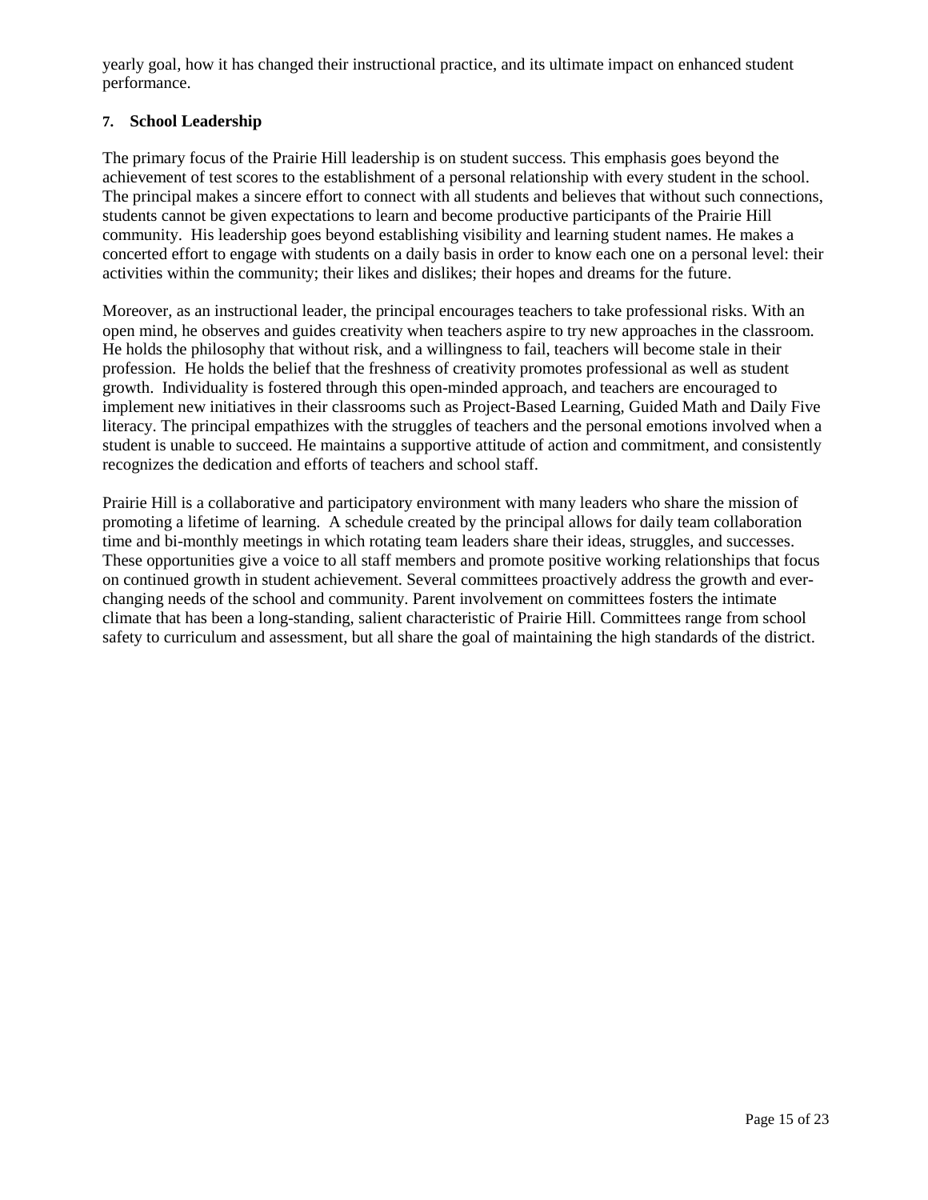yearly goal, how it has changed their instructional practice, and its ultimate impact on enhanced student performance.

### 7. School Leadership

The primary focus of the Prairie Hill leadership is on student success. This emphasis goes beyond the achievement of test scores to the establishment of a personal relationship with every student in the school. The principal makes a sincere effort to connect with all students and believes that without such connections, students cannot be given expectations to learn and become productive participants of the Prairie Hill community. His leadership goes beyond establishing visibility and learning student names. He makes a concerted effort to engage with students on a daily basis in order to know each one on a personal level: their activities within the community; their likes and dislikes; their hopes and dreams for the future.

Moreover, as an instructional leader, the principal encourages teachers to take professional risks. With an open mind, he observes and guides creativity when teachers aspire to try new approaches in the classroom. He holds the philosophy that without risk, and a willingness to fail, teachers will become stale in their profession. He holds the belief that the freshness of creativity promotes professional as well as student growth. Individuality is fostered through this open-minded approach, and teachers are encouraged to implement new initiatives in their classrooms such as Project-Based Learning, Guided Math and Daily Five literacy. The principal empathizes with the struggles of teachers and the personal emotions involved when a student is unable to succeed. He maintains a supportive attitude of action and commitment, and consistently recognizes the dedication and efforts of teachers and school staff.

Prairie Hill is a collaborative and participatory environment with many leaders who share the mission of promoting a lifetime of learning. A schedule created by the principal allows for daily team collaboration time and bi-monthly meetings in which rotating team leaders share their ideas, struggles, and successes. These opportunities give a voice to all staff members and promote positive working relationships that focus on continued growth in student achievement. Several committees proactively address the growth and ever-changing needs of the school and community. Parent involvement on committees fosters the intimate climate that has been a long-standing, salient characteristic of Prairie Hill. Committees range from school safety to curriculum and assessment, but all share the goal of maintaining the high standards of the district.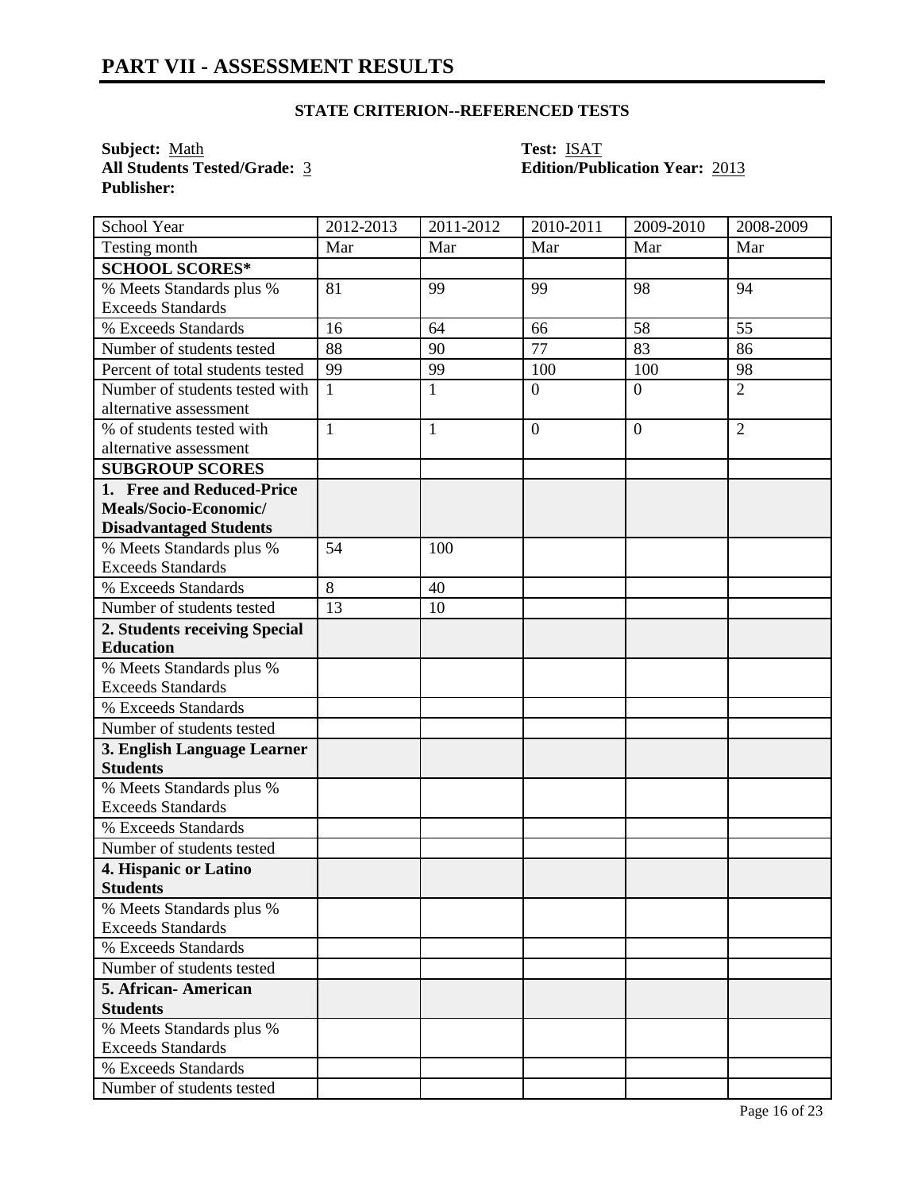# PART VII - ASSESSMENT RESULTS

## STATE CRITERION--REFERENCED TESTS

**Subject:** Math  
**All Students Tested/Grade:** 3  
**Publisher:**

**Test:** ISAT  
**Edition/Publication Year:** 2013

| School Year | 2012-2013 | 2011-2012 | 2010-2011 | 2009-2010 | 2008-2009 |
|---|---|---|---|---|---|
| Testing month | Mar | Mar | Mar | Mar | Mar |
| **SCHOOL SCORES*** | | | | | |
| % Meets Standards plus % Exceeds Standards | 81 | 99 | 99 | 98 | 94 |
| % Exceeds Standards | 16 | 64 | 66 | 58 | 55 |
| Number of students tested | 88 | 90 | 77 | 83 | 86 |
| Percent of total students tested | 99 | 99 | 100 | 100 | 98 |
| Number of students tested with alternative assessment | 1 | 1 | 0 | 0 | 2 |
| % of students tested with alternative assessment | 1 | 1 | 0 | 0 | 2 |
| **SUBGROUP SCORES** | | | | | |
| **1. Free and Reduced-Price Meals/Socio-Economic/ Disadvantaged Students** | | | | | |
| % Meets Standards plus % Exceeds Standards | 54 | 100 | | | |
| % Exceeds Standards | 8 | 40 | | | |
| Number of students tested | 13 | 10 | | | |
| **2. Students receiving Special Education** | | | | | |
| % Meets Standards plus % Exceeds Standards | | | | | |
| % Exceeds Standards | | | | | |
| Number of students tested | | | | | |
| **3. English Language Learner Students** | | | | | |
| % Meets Standards plus % Exceeds Standards | | | | | |
| % Exceeds Standards | | | | | |
| Number of students tested | | | | | |
| **4. Hispanic or Latino Students** | | | | | |
| % Meets Standards plus % Exceeds Standards | | | | | |
| % Exceeds Standards | | | | | |
| Number of students tested | | | | | |
| **5. African- American Students** | | | | | |
| % Meets Standards plus % Exceeds Standards | | | | | |
| % Exceeds Standards | | | | | |
| Number of students tested | | | | | |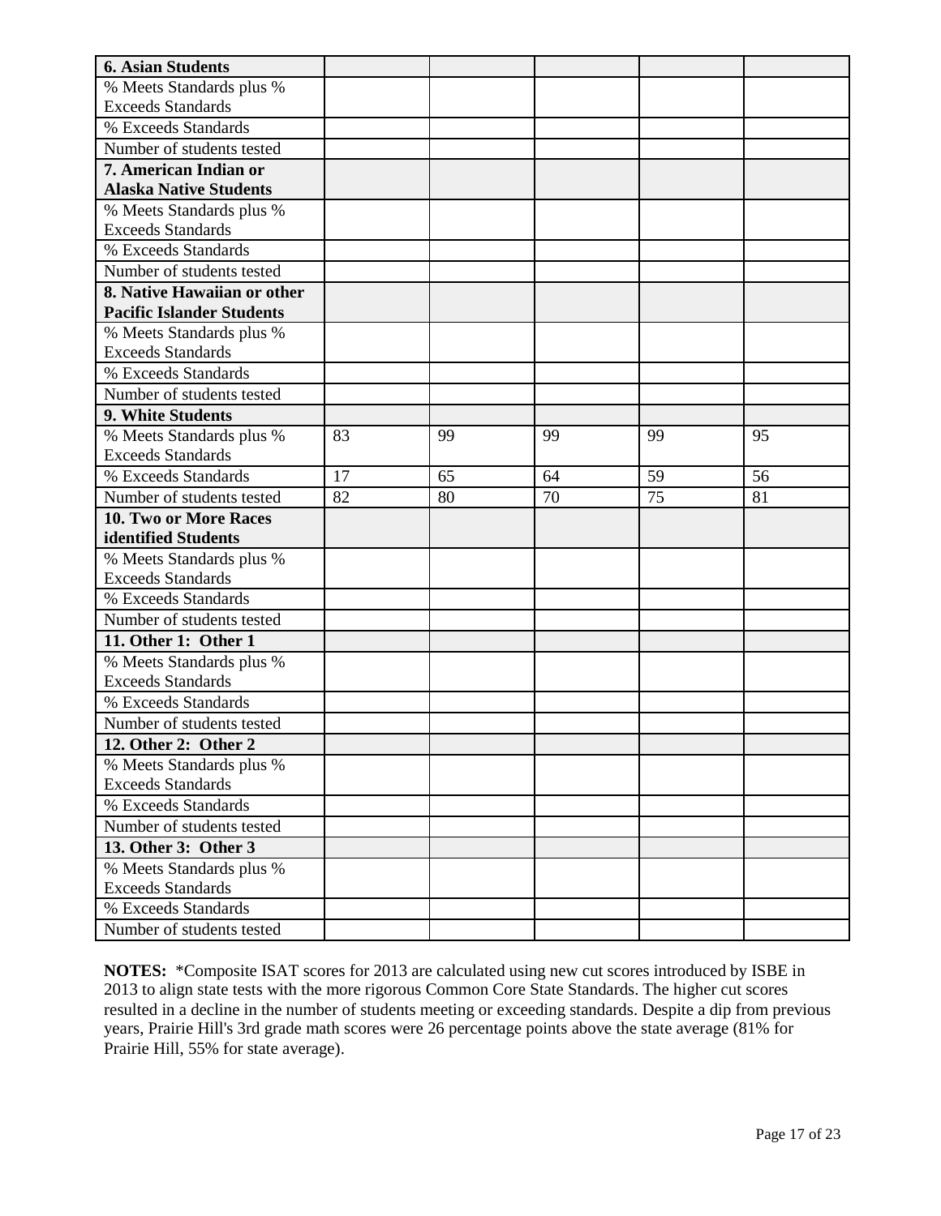| | | | | | |
|---|---|---|---|---|---|
| **6. Asian Students** | | | | | |
| % Meets Standards plus % Exceeds Standards | | | | | |
| % Exceeds Standards | | | | | |
| Number of students tested | | | | | |
| **7. American Indian or Alaska Native Students** | | | | | |
| % Meets Standards plus % Exceeds Standards | | | | | |
| % Exceeds Standards | | | | | |
| Number of students tested | | | | | |
| **8. Native Hawaiian or other Pacific Islander Students** | | | | | |
| % Meets Standards plus % Exceeds Standards | | | | | |
| % Exceeds Standards | | | | | |
| Number of students tested | | | | | |
| **9. White Students** | | | | | |
| % Meets Standards plus % Exceeds Standards | 83 | 99 | 99 | 99 | 95 |
| % Exceeds Standards | 17 | 65 | 64 | 59 | 56 |
| Number of students tested | 82 | 80 | 70 | 75 | 81 |
| **10. Two or More Races identified Students** | | | | | |
| % Meets Standards plus % Exceeds Standards | | | | | |
| % Exceeds Standards | | | | | |
| Number of students tested | | | | | |
| **11. Other 1: Other 1** | | | | | |
| % Meets Standards plus % Exceeds Standards | | | | | |
| % Exceeds Standards | | | | | |
| Number of students tested | | | | | |
| **12. Other 2: Other 2** | | | | | |
| % Meets Standards plus % Exceeds Standards | | | | | |
| % Exceeds Standards | | | | | |
| Number of students tested | | | | | |
| **13. Other 3: Other 3** | | | | | |
| % Meets Standards plus % Exceeds Standards | | | | | |
| % Exceeds Standards | | | | | |
| Number of students tested | | | | | |

**NOTES:** *Composite ISAT scores for 2013 are calculated using new cut scores introduced by ISBE in 2013 to align state tests with the more rigorous Common Core State Standards. The higher cut scores resulted in a decline in the number of students meeting or exceeding standards. Despite a dip from previous years, Prairie Hill's 3rd grade math scores were 26 percentage points above the state average (81% for Prairie Hill, 55% for state average).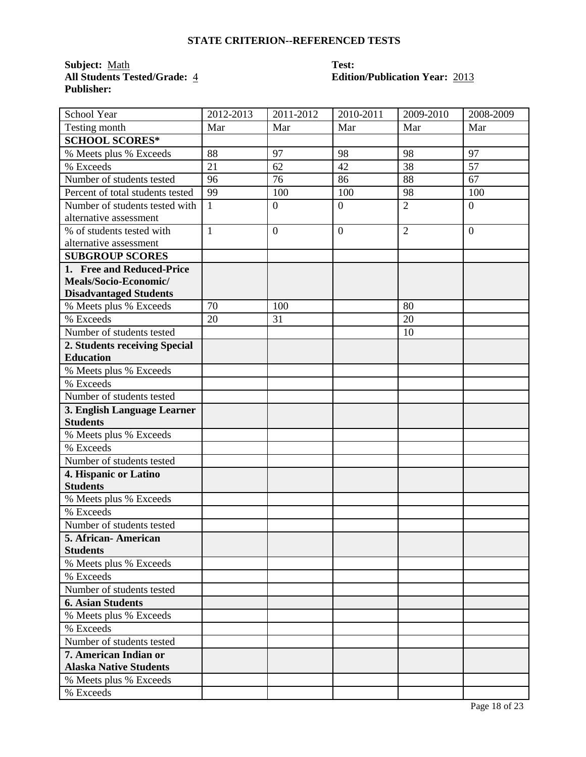## STATE CRITERION--REFERENCED TESTS

**Subject:** Math
**All Students Tested/Grade:** 4
**Publisher:**

**Test:**
**Edition/Publication Year:** 2013

| School Year | 2012-2013 | 2011-2012 | 2010-2011 | 2009-2010 | 2008-2009 |
|---|---|---|---|---|---|
| Testing month | Mar | Mar | Mar | Mar | Mar |
| **SCHOOL SCORES*** | | | | | |
| % Meets plus % Exceeds | 88 | 97 | 98 | 98 | 97 |
| % Exceeds | 21 | 62 | 42 | 38 | 57 |
| Number of students tested | 96 | 76 | 86 | 88 | 67 |
| Percent of total students tested | 99 | 100 | 100 | 98 | 100 |
| Number of students tested with alternative assessment | 1 | 0 | 0 | 2 | 0 |
| % of students tested with alternative assessment | 1 | 0 | 0 | 2 | 0 |
| **SUBGROUP SCORES** | | | | | |
| **1. Free and Reduced-Price Meals/Socio-Economic/ Disadvantaged Students** | | | | | |
| % Meets plus % Exceeds | 70 | 100 | | 80 | |
| % Exceeds | 20 | 31 | | 20 | |
| Number of students tested | | | | 10 | |
| **2. Students receiving Special Education** | | | | | |
| % Meets plus % Exceeds | | | | | |
| % Exceeds | | | | | |
| Number of students tested | | | | | |
| **3. English Language Learner Students** | | | | | |
| % Meets plus % Exceeds | | | | | |
| % Exceeds | | | | | |
| Number of students tested | | | | | |
| **4. Hispanic or Latino Students** | | | | | |
| % Meets plus % Exceeds | | | | | |
| % Exceeds | | | | | |
| Number of students tested | | | | | |
| **5. African- American Students** | | | | | |
| % Meets plus % Exceeds | | | | | |
| % Exceeds | | | | | |
| Number of students tested | | | | | |
| **6. Asian Students** | | | | | |
| % Meets plus % Exceeds | | | | | |
| % Exceeds | | | | | |
| Number of students tested | | | | | |
| **7. American Indian or Alaska Native Students** | | | | | |
| % Meets plus % Exceeds | | | | | |
| % Exceeds | | | | | |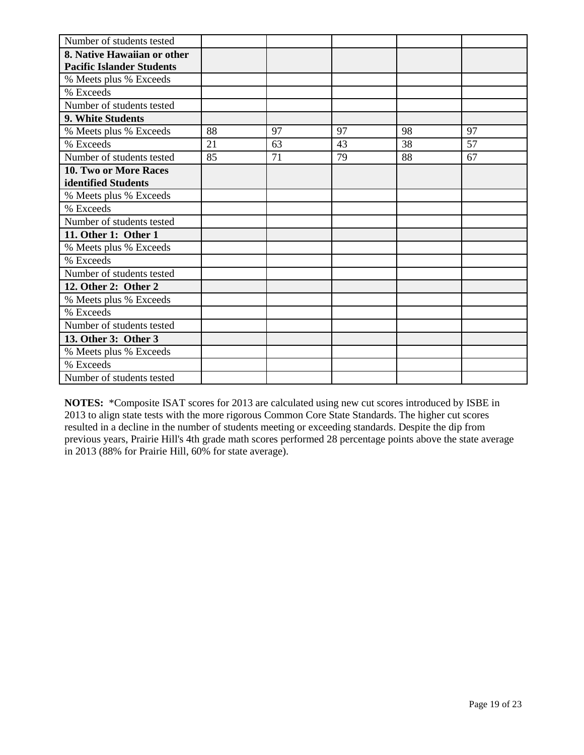| | | | | | |
|---|---|---|---|---|---|
| Number of students tested | | | | | |
| **8. Native Hawaiian or other Pacific Islander Students** | | | | | |
| % Meets plus % Exceeds | | | | | |
| % Exceeds | | | | | |
| Number of students tested | | | | | |
| **9. White Students** | | | | | |
| % Meets plus % Exceeds | 88 | 97 | 97 | 98 | 97 |
| % Exceeds | 21 | 63 | 43 | 38 | 57 |
| Number of students tested | 85 | 71 | 79 | 88 | 67 |
| **10. Two or More Races identified Students** | | | | | |
| % Meets plus % Exceeds | | | | | |
| % Exceeds | | | | | |
| Number of students tested | | | | | |
| **11. Other 1: Other 1** | | | | | |
| % Meets plus % Exceeds | | | | | |
| % Exceeds | | | | | |
| Number of students tested | | | | | |
| **12. Other 2: Other 2** | | | | | |
| % Meets plus % Exceeds | | | | | |
| % Exceeds | | | | | |
| Number of students tested | | | | | |
| **13. Other 3: Other 3** | | | | | |
| % Meets plus % Exceeds | | | | | |
| % Exceeds | | | | | |
| Number of students tested | | | | | |

**NOTES:** *Composite ISAT scores for 2013 are calculated using new cut scores introduced by ISBE in 2013 to align state tests with the more rigorous Common Core State Standards. The higher cut scores resulted in a decline in the number of students meeting or exceeding standards. Despite the dip from previous years, Prairie Hill's 4th grade math scores performed 28 percentage points above the state average in 2013 (88% for Prairie Hill, 60% for state average).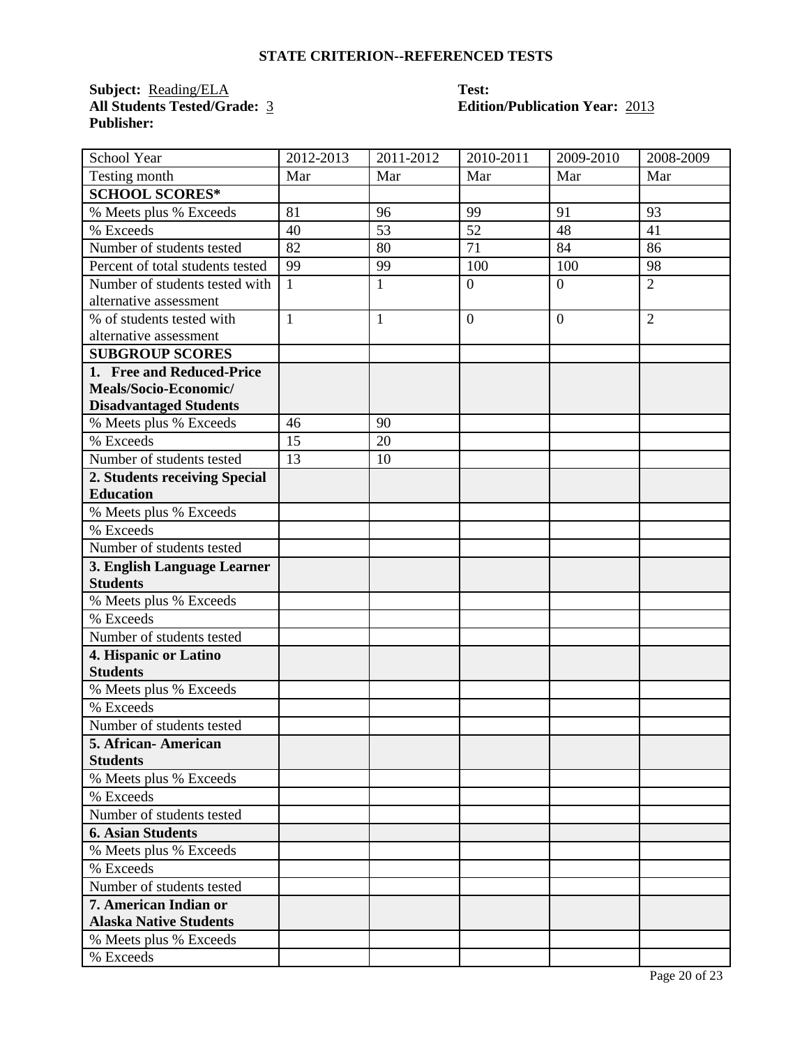## STATE CRITERION--REFERENCED TESTS

**Subject:** Reading/ELA
**All Students Tested/Grade:** 3
**Publisher:**

**Test:**
**Edition/Publication Year:** 2013

| School Year | 2012-2013 | 2011-2012 | 2010-2011 | 2009-2010 | 2008-2009 |
| --- | --- | --- | --- | --- | --- |
| Testing month | Mar | Mar | Mar | Mar | Mar |
| **SCHOOL SCORES*** | | | | | |
| % Meets plus % Exceeds | 81 | 96 | 99 | 91 | 93 |
| % Exceeds | 40 | 53 | 52 | 48 | 41 |
| Number of students tested | 82 | 80 | 71 | 84 | 86 |
| Percent of total students tested | 99 | 99 | 100 | 100 | 98 |
| Number of students tested with alternative assessment | 1 | 1 | 0 | 0 | 2 |
| % of students tested with alternative assessment | 1 | 1 | 0 | 0 | 2 |
| **SUBGROUP SCORES** | | | | | |
| **1. Free and Reduced-Price Meals/Socio-Economic/ Disadvantaged Students** | | | | | |
| % Meets plus % Exceeds | 46 | 90 | | | |
| % Exceeds | 15 | 20 | | | |
| Number of students tested | 13 | 10 | | | |
| **2. Students receiving Special Education** | | | | | |
| % Meets plus % Exceeds | | | | | |
| % Exceeds | | | | | |
| Number of students tested | | | | | |
| **3. English Language Learner Students** | | | | | |
| % Meets plus % Exceeds | | | | | |
| % Exceeds | | | | | |
| Number of students tested | | | | | |
| **4. Hispanic or Latino Students** | | | | | |
| % Meets plus % Exceeds | | | | | |
| % Exceeds | | | | | |
| Number of students tested | | | | | |
| **5. African- American Students** | | | | | |
| % Meets plus % Exceeds | | | | | |
| % Exceeds | | | | | |
| Number of students tested | | | | | |
| **6. Asian Students** | | | | | |
| % Meets plus % Exceeds | | | | | |
| % Exceeds | | | | | |
| Number of students tested | | | | | |
| **7. American Indian or Alaska Native Students** | | | | | |
| % Meets plus % Exceeds | | | | | |
| % Exceeds | | | | | |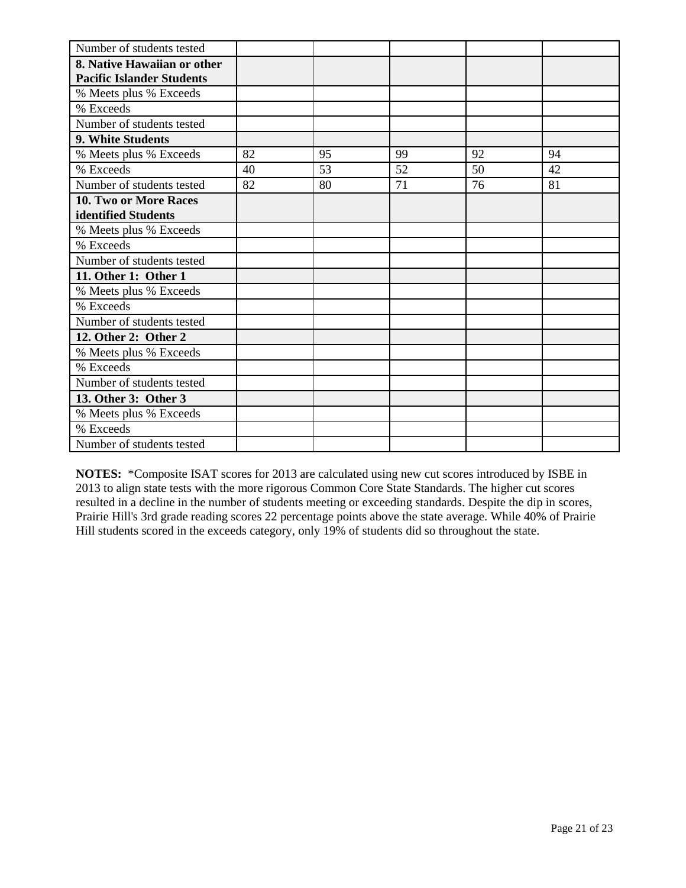| | | | | | |
|---|---|---|---|---|---|
| Number of students tested | | | | | |
| **8. Native Hawaiian or other Pacific Islander Students** | | | | | |
| % Meets plus % Exceeds | | | | | |
| % Exceeds | | | | | |
| Number of students tested | | | | | |
| **9. White Students** | | | | | |
| % Meets plus % Exceeds | 82 | 95 | 99 | 92 | 94 |
| % Exceeds | 40 | 53 | 52 | 50 | 42 |
| Number of students tested | 82 | 80 | 71 | 76 | 81 |
| **10. Two or More Races identified Students** | | | | | |
| % Meets plus % Exceeds | | | | | |
| % Exceeds | | | | | |
| Number of students tested | | | | | |
| **11. Other 1: Other 1** | | | | | |
| % Meets plus % Exceeds | | | | | |
| % Exceeds | | | | | |
| Number of students tested | | | | | |
| **12. Other 2: Other 2** | | | | | |
| % Meets plus % Exceeds | | | | | |
| % Exceeds | | | | | |
| Number of students tested | | | | | |
| **13. Other 3: Other 3** | | | | | |
| % Meets plus % Exceeds | | | | | |
| % Exceeds | | | | | |
| Number of students tested | | | | | |

**NOTES:** *Composite ISAT scores for 2013 are calculated using new cut scores introduced by ISBE in 2013 to align state tests with the more rigorous Common Core State Standards. The higher cut scores resulted in a decline in the number of students meeting or exceeding standards. Despite the dip in scores, Prairie Hill's 3rd grade reading scores 22 percentage points above the state average. While 40% of Prairie Hill students scored in the exceeds category, only 19% of students did so throughout the state.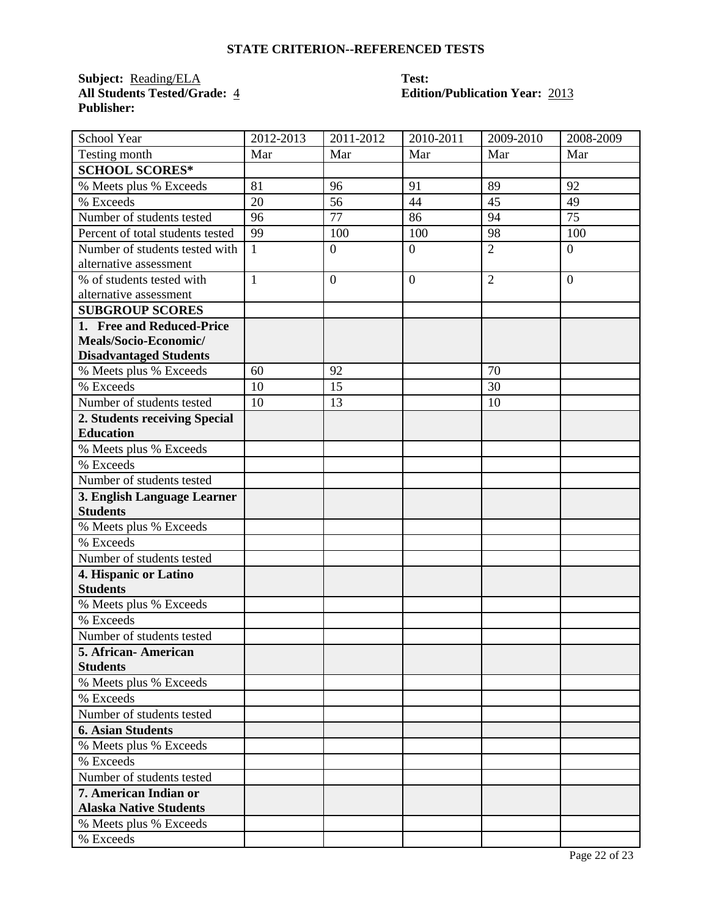## STATE CRITERION--REFERENCED TESTS

**Subject:** Reading/ELA
**All Students Tested/Grade:** 4
**Publisher:**

**Test:**
**Edition/Publication Year:** 2013

| School Year | 2012-2013 | 2011-2012 | 2010-2011 | 2009-2010 | 2008-2009 |
|---|---|---|---|---|---|
| Testing month | Mar | Mar | Mar | Mar | Mar |
| **SCHOOL SCORES*** | | | | | |
| % Meets plus % Exceeds | 81 | 96 | 91 | 89 | 92 |
| % Exceeds | 20 | 56 | 44 | 45 | 49 |
| Number of students tested | 96 | 77 | 86 | 94 | 75 |
| Percent of total students tested | 99 | 100 | 100 | 98 | 100 |
| Number of students tested with alternative assessment | 1 | 0 | 0 | 2 | 0 |
| % of students tested with alternative assessment | 1 | 0 | 0 | 2 | 0 |
| **SUBGROUP SCORES** | | | | | |
| **1. Free and Reduced-Price Meals/Socio-Economic/ Disadvantaged Students** | | | | | |
| % Meets plus % Exceeds | 60 | 92 | | 70 | |
| % Exceeds | 10 | 15 | | 30 | |
| Number of students tested | 10 | 13 | | 10 | |
| **2. Students receiving Special Education** | | | | | |
| % Meets plus % Exceeds | | | | | |
| % Exceeds | | | | | |
| Number of students tested | | | | | |
| **3. English Language Learner Students** | | | | | |
| % Meets plus % Exceeds | | | | | |
| % Exceeds | | | | | |
| Number of students tested | | | | | |
| **4. Hispanic or Latino Students** | | | | | |
| % Meets plus % Exceeds | | | | | |
| % Exceeds | | | | | |
| Number of students tested | | | | | |
| **5. African- American Students** | | | | | |
| % Meets plus % Exceeds | | | | | |
| % Exceeds | | | | | |
| Number of students tested | | | | | |
| **6. Asian Students** | | | | | |
| % Meets plus % Exceeds | | | | | |
| % Exceeds | | | | | |
| Number of students tested | | | | | |
| **7. American Indian or Alaska Native Students** | | | | | |
| % Meets plus % Exceeds | | | | | |
| % Exceeds | | | | | |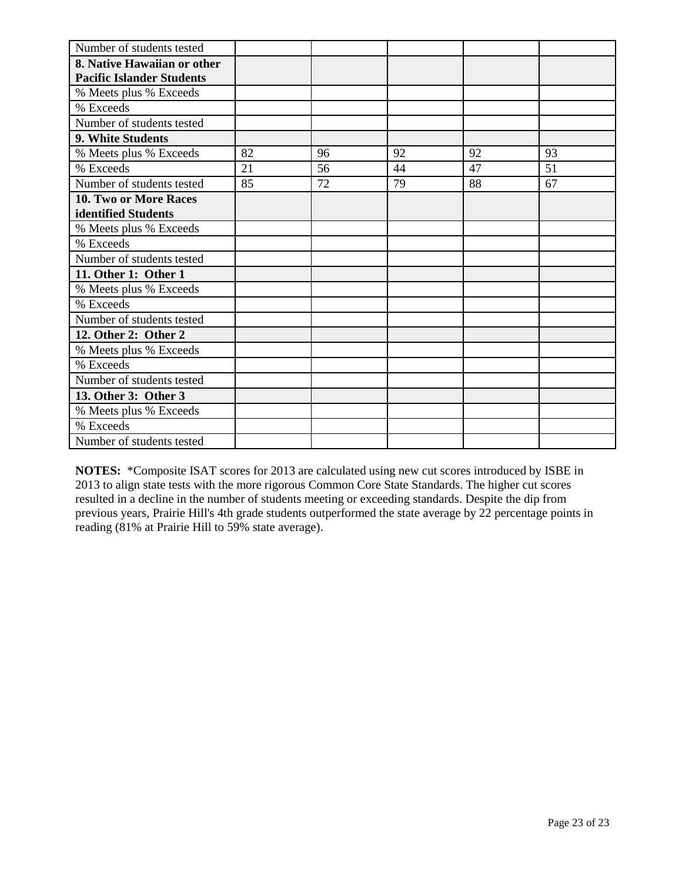| | | | | | |
|---|---|---|---|---|---|
| Number of students tested | | | | | |
| **8. Native Hawaiian or other Pacific Islander Students** | | | | | |
| % Meets plus % Exceeds | | | | | |
| % Exceeds | | | | | |
| Number of students tested | | | | | |
| **9. White Students** | | | | | |
| % Meets plus % Exceeds | 82 | 96 | 92 | 92 | 93 |
| % Exceeds | 21 | 56 | 44 | 47 | 51 |
| Number of students tested | 85 | 72 | 79 | 88 | 67 |
| **10. Two or More Races identified Students** | | | | | |
| % Meets plus % Exceeds | | | | | |
| % Exceeds | | | | | |
| Number of students tested | | | | | |
| **11. Other 1: Other 1** | | | | | |
| % Meets plus % Exceeds | | | | | |
| % Exceeds | | | | | |
| Number of students tested | | | | | |
| **12. Other 2: Other 2** | | | | | |
| % Meets plus % Exceeds | | | | | |
| % Exceeds | | | | | |
| Number of students tested | | | | | |
| **13. Other 3: Other 3** | | | | | |
| % Meets plus % Exceeds | | | | | |
| % Exceeds | | | | | |
| Number of students tested | | | | | |

**NOTES:** *Composite ISAT scores for 2013 are calculated using new cut scores introduced by ISBE in 2013 to align state tests with the more rigorous Common Core State Standards. The higher cut scores resulted in a decline in the number of students meeting or exceeding standards. Despite the dip from previous years, Prairie Hill's 4th grade students outperformed the state average by 22 percentage points in reading (81% at Prairie Hill to 59% state average).